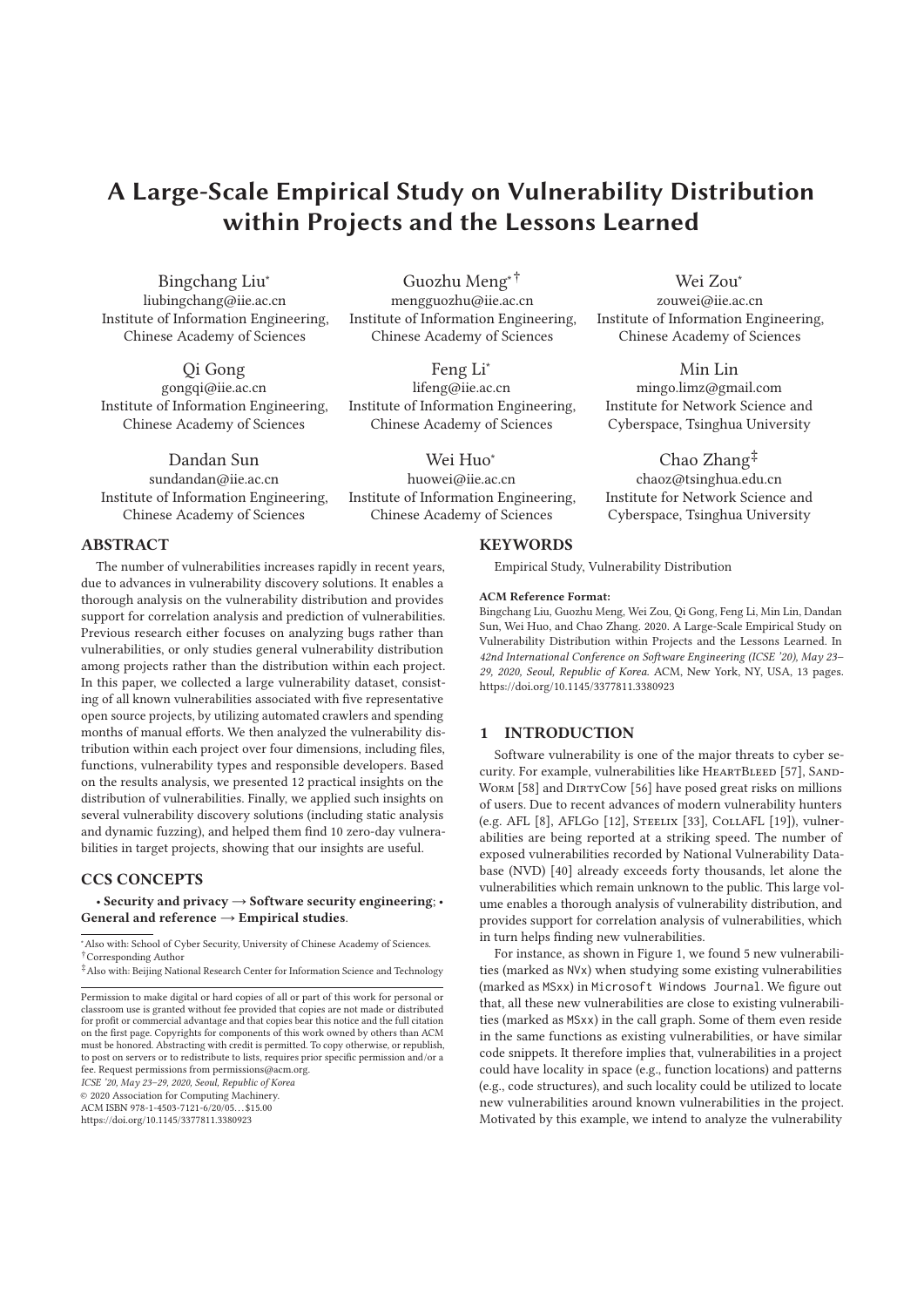# A Large-Scale Empirical Study on Vulnerability Distribution within Projects and the Lessons Learned

Bingchang Liu*
liubingchang@iie.ac.cn
Institute of Information Engineering, Chinese Academy of Sciences

Guozhu Meng*†
mengguozhu@iie.ac.cn
Institute of Information Engineering, Chinese Academy of Sciences

Wei Zou*
zouwei@iie.ac.cn
Institute of Information Engineering, Chinese Academy of Sciences

Qi Gong
gongqi@iie.ac.cn
Institute of Information Engineering, Chinese Academy of Sciences

Feng Li*
lifeng@iie.ac.cn
Institute of Information Engineering, Chinese Academy of Sciences

Min Lin
mingo.limz@gmail.com
Institute for Network Science and Cyberspace, Tsinghua University

Dandan Sun
sundandan@iie.ac.cn
Institute of Information Engineering, Chinese Academy of Sciences

Wei Huo*
huowei@iie.ac.cn
Institute of Information Engineering, Chinese Academy of Sciences

Chao Zhang‡
chaoz@tsinghua.edu.cn
Institute for Network Science and Cyberspace, Tsinghua University

## ABSTRACT

The number of vulnerabilities increases rapidly in recent years, due to advances in vulnerability discovery solutions. It enables a thorough analysis on the vulnerability distribution and provides support for correlation analysis and prediction of vulnerabilities. Previous research either focuses on analyzing bugs rather than vulnerabilities, or only studies general vulnerability distribution among projects rather than the distribution within each project. In this paper, we collected a large vulnerability dataset, consisting of all known vulnerabilities associated with five representative open source projects, by utilizing automated crawlers and spending months of manual efforts. We then analyzed the vulnerability distribution within each project over four dimensions, including files, functions, vulnerability types and responsible developers. Based on the results analysis, we presented 12 practical insights on the distribution of vulnerabilities. Finally, we applied such insights on several vulnerability discovery solutions (including static analysis and dynamic fuzzing), and helped them find 10 zero-day vulnerabilities in target projects, showing that our insights are useful.

## CCS CONCEPTS

• **Security and privacy → Software security engineering**; • **General and reference → Empirical studies**.

## KEYWORDS

Empirical Study, Vulnerability Distribution

**ACM Reference Format:**
Bingchang Liu, Guozhu Meng, Wei Zou, Qi Gong, Feng Li, Min Lin, Dandan Sun, Wei Huo, and Chao Zhang. 2020. A Large-Scale Empirical Study on Vulnerability Distribution within Projects and the Lessons Learned. In *42nd International Conference on Software Engineering (ICSE '20), May 23–29, 2020, Seoul, Republic of Korea.* ACM, New York, NY, USA, 13 pages. https://doi.org/10.1145/3377811.3380923

*Also with: School of Cyber Security, University of Chinese Academy of Sciences.
†Corresponding Author
‡Also with: Beijing National Research Center for Information Science and Technology

Permission to make digital or hard copies of all or part of this work for personal or classroom use is granted without fee provided that copies are not made or distributed for profit or commercial advantage and that copies bear this notice and the full citation on the first page. Copyrights for components of this work owned by others than ACM must be honored. Abstracting with credit is permitted. To copy otherwise, or republish, to post on servers or to redistribute to lists, requires prior specific permission and/or a fee. Request permissions from permissions@acm.org.
*ICSE '20, May 23–29, 2020, Seoul, Republic of Korea*
© 2020 Association for Computing Machinery.
ACM ISBN 978-1-4503-7121-6/20/05...$15.00
https://doi.org/10.1145/3377811.3380923

## 1 INTRODUCTION

Software vulnerability is one of the major threats to cyber security. For example, vulnerabilities like HeartBleed [57], SandWorm [58] and DirtyCow [56] have posed great risks on millions of users. Due to recent advances of modern vulnerability hunters (e.g. AFL [8], AFLGo [12], Steelix [33], CollAFL [19]), vulnerabilities are being reported at a striking speed. The number of exposed vulnerabilities recorded by National Vulnerability Database (NVD) [40] already exceeds forty thousands, let alone the vulnerabilities which remain unknown to the public. This large volume enables a thorough analysis of vulnerability distribution, and provides support for correlation analysis of vulnerabilities, which in turn helps finding new vulnerabilities.

For instance, as shown in Figure 1, we found 5 new vulnerabilities (marked as NVx) when studying some existing vulnerabilities (marked as MSxx) in Microsoft Windows Journal. We figure out that, all these new vulnerabilities are close to existing vulnerabilities (marked as MSxx) in the call graph. Some of them even reside in the same functions as existing vulnerabilities, or have similar code snippets. It therefore implies that, vulnerabilities in a project could have locality in space (e.g., function locations) and patterns (e.g., code structures), and such locality could be utilized to locate new vulnerabilities around known vulnerabilities in the project. Motivated by this example, we intend to analyze the vulnerability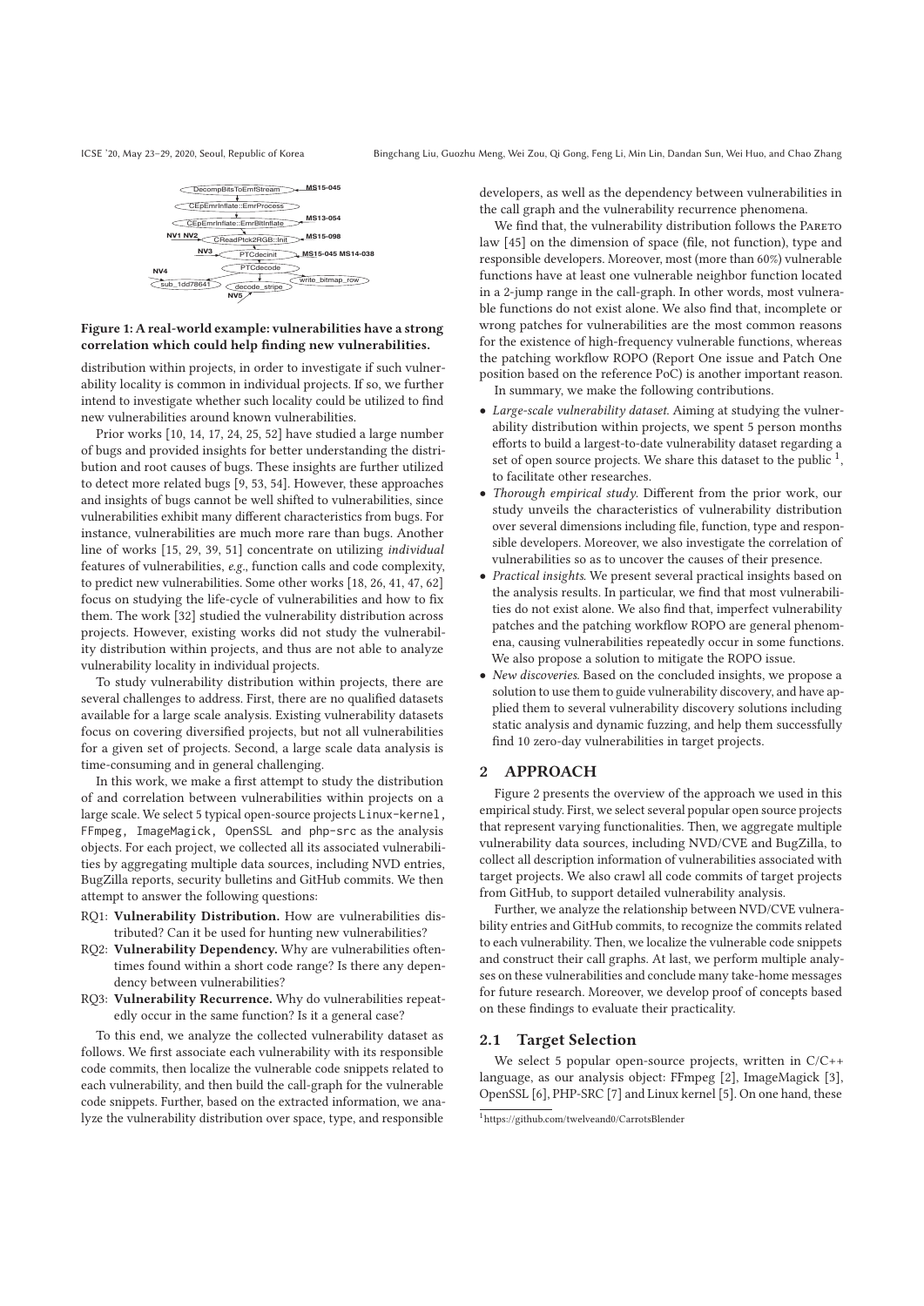**Figure 1: A real-world example: vulnerabilities have a strong correlation which could help finding new vulnerabilities.**

distribution within projects, in order to investigate if such vulnerability locality is common in individual projects. If so, we further intend to investigate whether such locality could be utilized to find new vulnerabilities around known vulnerabilities.

Prior works [10, 14, 17, 24, 25, 52] have studied a large number of bugs and provided insights for better understanding the distribution and root causes of bugs. These insights are further utilized to detect more related bugs [9, 53, 54]. However, these approaches and insights of bugs cannot be well shifted to vulnerabilities, since vulnerabilities exhibit many different characteristics from bugs. For instance, vulnerabilities are much more rare than bugs. Another line of works [15, 29, 39, 51] concentrate on utilizing *individual* features of vulnerabilities, *e.g.*, function calls and code complexity, to predict new vulnerabilities. Some other works [18, 26, 41, 47, 62] focus on studying the life-cycle of vulnerabilities and how to fix them. The work [32] studied the vulnerability distribution across projects. However, existing works did not study the vulnerability distribution within projects, and thus are not able to analyze vulnerability locality in individual projects.

To study vulnerability distribution within projects, there are several challenges to address. First, there are no qualified datasets available for a large scale analysis. Existing vulnerability datasets focus on covering diversified projects, but not all vulnerabilities for a given set of projects. Second, a large scale data analysis is time-consuming and in general challenging.

In this work, we make a first attempt to study the distribution of and correlation between vulnerabilities within projects on a large scale. We select 5 typical open-source projects `Linux-kernel`, `FFmpeg`, `ImageMagick`, `OpenSSL` and `php-src` as the analysis objects. For each project, we collected all its associated vulnerabilities by aggregating multiple data sources, including NVD entries, BugZilla reports, security bulletins and GitHub commits. We then attempt to answer the following questions:

- RQ1: **Vulnerability Distribution.** How are vulnerabilities distributed? Can it be used for hunting new vulnerabilities?
- RQ2: **Vulnerability Dependency.** Why are vulnerabilities oftentimes found within a short code range? Is there any dependency between vulnerabilities?
- RQ3: **Vulnerability Recurrence.** Why do vulnerabilities repeatedly occur in the same function? Is it a general case?

To this end, we analyze the collected vulnerability dataset as follows. We first associate each vulnerability with its responsible code commits, then localize the vulnerable code snippets related to each vulnerability, and then build the call-graph for the vulnerable code snippets. Further, based on the extracted information, we analyze the vulnerability distribution over space, type, and responsible developers, as well as the dependency between vulnerabilities in the call graph and the vulnerability recurrence phenomena.

We find that, the vulnerability distribution follows the Pareto law [45] on the dimension of space (file, not function), type and responsible developers. Moreover, most (more than 60%) vulnerable functions have at least one vulnerable neighbor function located in a 2-jump range in the call-graph. In other words, most vulnerable functions do not exist alone. We also find that, incomplete or wrong patches for vulnerabilities are the most common reasons for the existence of high-frequency vulnerable functions, whereas the patching workflow ROPO (Report One issue and Patch One position based on the reference PoC) is another important reason.

In summary, we make the following contributions.

- *Large-scale vulnerability dataset.* Aiming at studying the vulnerability distribution within projects, we spent 5 person months efforts to build a largest-to-date vulnerability dataset regarding a set of open source projects. We share this dataset to the public [1], to facilitate other researches.
- *Thorough empirical study.* Different from the prior work, our study unveils the characteristics of vulnerability distribution over several dimensions including file, function, type and responsible developers. Moreover, we also investigate the correlation of vulnerabilities so as to uncover the causes of their presence.
- *Practical insights.* We present several practical insights based on the analysis results. In particular, we find that most vulnerabilities do not exist alone. We also find that, imperfect vulnerability patches and the patching workflow ROPO are general phenomena, causing vulnerabilities repeatedly occur in some functions. We also propose a solution to mitigate the ROPO issue.
- *New discoveries.* Based on the concluded insights, we propose a solution to use them to guide vulnerability discovery, and have applied them to several vulnerability discovery solutions including static analysis and dynamic fuzzing, and help them successfully find 10 zero-day vulnerabilities in target projects.

## 2 APPROACH

Figure 2 presents the overview of the approach we used in this empirical study. First, we select several popular open source projects that represent varying functionalities. Then, we aggregate multiple vulnerability data sources, including NVD/CVE and BugZilla, to collect all description information of vulnerabilities associated with target projects. We also crawl all code commits of target projects from GitHub, to support detailed vulnerability analysis.

Further, we analyze the relationship between NVD/CVE vulnerability entries and GitHub commits, to recognize the commits related to each vulnerability. Then, we localize the vulnerable code snippets and construct their call graphs. At last, we perform multiple analyses on these vulnerabilities and conclude many take-home messages for future research. Moreover, we develop proof of concepts based on these findings to evaluate their practicality.

### 2.1 Target Selection

We select 5 popular open-source projects, written in C/C++ language, as our analysis object: FFmpeg [2], ImageMagick [3], OpenSSL [6], PHP-SRC [7] and Linux kernel [5]. On one hand, these

[1] https://github.com/twelveand0/CarrotsBlender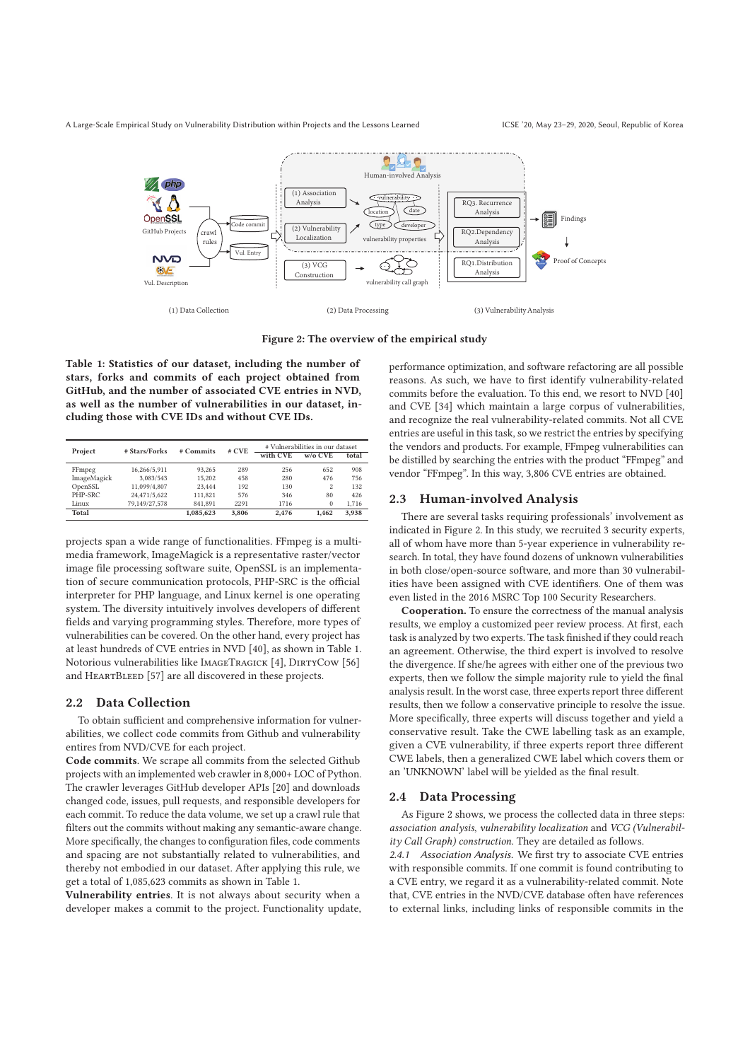Figure 2: The overview of the empirical study

Table 1: Statistics of our dataset, including the number of stars, forks and commits of each project obtained from GitHub, and the number of associated CVE entries in NVD, as well as the number of vulnerabilities in our dataset, including those with CVE IDs and without CVE IDs.

| Project | # Stars/Forks | # Commits | # CVE | # Vulnerabilities in our dataset | | |
|---|---|---|---|---|---|---|
| | | | | with CVE | w/o CVE | total |
| FFmpeg | 16,266/5,911 | 93,265 | 289 | 256 | 652 | 908 |
| ImageMagick | 3,083/543 | 15,202 | 458 | 280 | 476 | 756 |
| OpenSSL | 11,099/4,807 | 23,444 | 192 | 130 | 2 | 132 |
| PHP-SRC | 24,471/5,622 | 111,821 | 576 | 346 | 80 | 426 |
| Linux | 79,149/27,578 | 841,891 | 2291 | 1716 | 0 | 1,716 |
| **Total** | | **1,085,623** | **3,806** | **2,476** | **1,462** | **3,938** |

projects span a wide range of functionalities. FFmpeg is a multimedia framework, ImageMagick is a representative raster/vector image file processing software suite, OpenSSL is an implementation of secure communication protocols, PHP-SRC is the official interpreter for PHP language, and Linux kernel is one operating system. The diversity intuitively involves developers of different fields and varying programming styles. Therefore, more types of vulnerabilities can be covered. On the other hand, every project has at least hundreds of CVE entries in NVD [40], as shown in Table 1. Notorious vulnerabilities like ImageTragick [4], DirtyCow [56] and HeartBleed [57] are all discovered in these projects.

## 2.2 Data Collection

To obtain sufficient and comprehensive information for vulnerabilities, we collect code commits from Github and vulnerability entires from NVD/CVE for each project.

**Code commits**. We scrape all commits from the selected Github projects with an implemented web crawler in 8,000+ LOC of Python. The crawler leverages GitHub developer APIs [20] and downloads changed code, issues, pull requests, and responsible developers for each commit. To reduce the data volume, we set up a crawl rule that filters out the commits without making any semantic-aware change. More specifically, the changes to configuration files, code comments and spacing are not substantially related to vulnerabilities, and thereby not embodied in our dataset. After applying this rule, we get a total of 1,085,623 commits as shown in Table 1.

**Vulnerability entries**. It is not always about security when a developer makes a commit to the project. Functionality update, performance optimization, and software refactoring are all possible reasons. As such, we have to first identify vulnerability-related commits before the evaluation. To this end, we resort to NVD [40] and CVE [34] which maintain a large corpus of vulnerabilities, and recognize the real vulnerability-related commits. Not all CVE entries are useful in this task, so we restrict the entries by specifying the vendors and products. For example, FFmpeg vulnerabilities can be distilled by searching the entries with the product "FFmpeg" and vendor "FFmpeg". In this way, 3,806 CVE entries are obtained.

## 2.3 Human-involved Analysis

There are several tasks requiring professionals' involvement as indicated in Figure 2. In this study, we recruited 3 security experts, all of whom have more than 5-year experience in vulnerability research. In total, they have found dozens of unknown vulnerabilities in both close/open-source software, and more than 30 vulnerabilities have been assigned with CVE identifiers. One of them was even listed in the 2016 MSRC Top 100 Security Researchers.

**Cooperation.** To ensure the correctness of the manual analysis results, we employ a customized peer review process. At first, each task is analyzed by two experts. The task finished if they could reach an agreement. Otherwise, the third expert is involved to resolve the divergence. If she/he agrees with either one of the previous two experts, then we follow the simple majority rule to yield the final analysis result. In the worst case, three experts report three different results, then we follow a conservative principle to resolve the issue. More specifically, three experts will discuss together and yield a conservative result. Take the CWE labelling task as an example, given a CVE vulnerability, if three experts report three different CWE labels, then a generalized CWE label which covers them or an 'UNKNOWN' label will be yielded as the final result.

## 2.4 Data Processing

As Figure 2 shows, we process the collected data in three steps: *association analysis*, *vulnerability localization* and *VCG (Vulnerability Call Graph) construction*. They are detailed as follows.

*2.4.1 Association Analysis.* We first try to associate CVE entries with responsible commits. If one commit is found contributing to a CVE entry, we regard it as a vulnerability-related commit. Note that, CVE entries in the NVD/CVE database often have references to external links, including links of responsible commits in the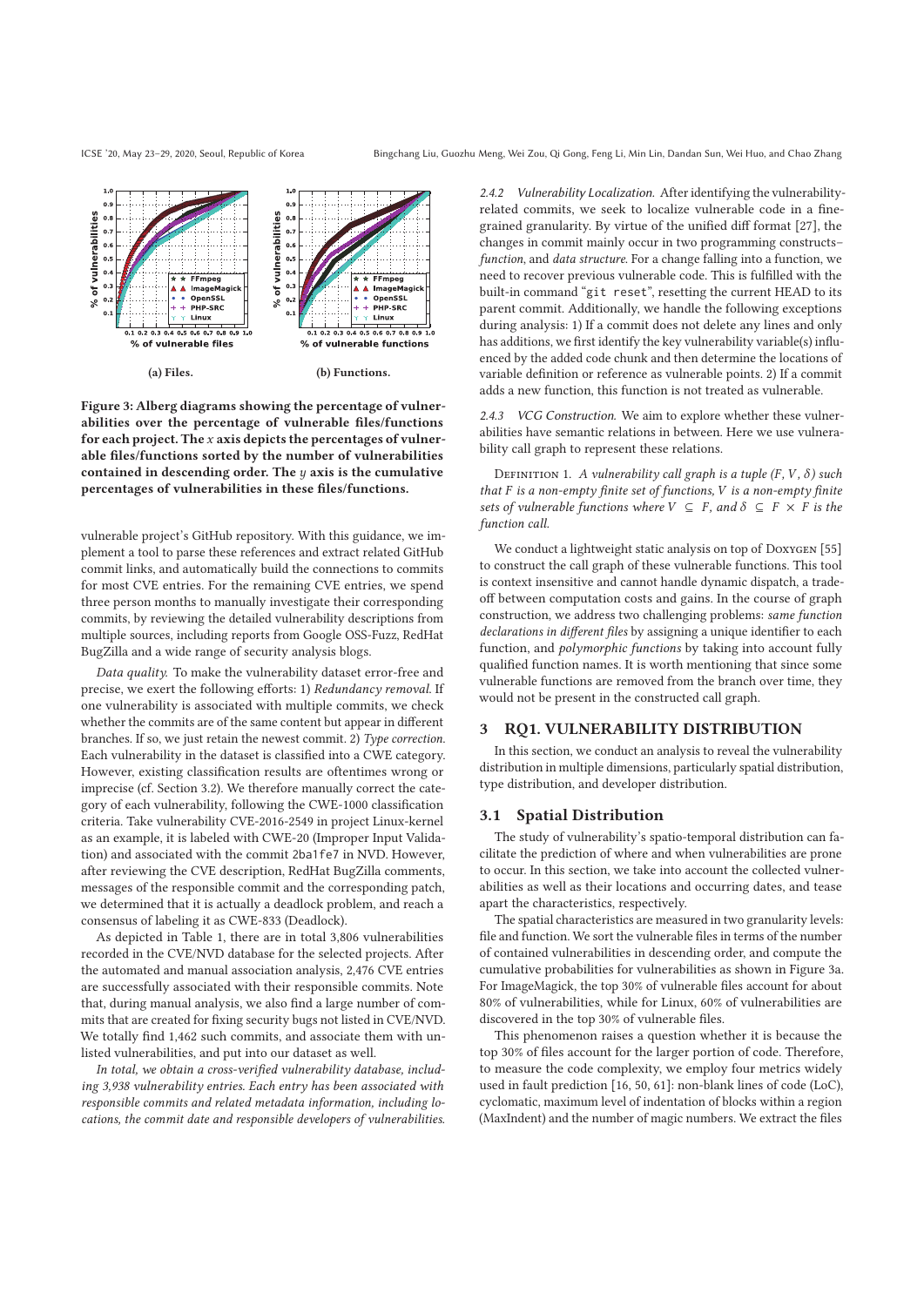(a) Files.

(b) Functions.

**Figure 3: Alberg diagrams showing the percentage of vulnerabilities over the percentage of vulnerable files/functions for each project. The $x$ axis depicts the percentages of vulnerable files/functions sorted by the number of vulnerabilities contained in descending order. The $y$ axis is the cumulative percentages of vulnerabilities in these files/functions.**

vulnerable project's GitHub repository. With this guidance, we implement a tool to parse these references and extract related GitHub commit links, and automatically build the connections to commits for most CVE entries. For the remaining CVE entries, we spend three person months to manually investigate their corresponding commits, by reviewing the detailed vulnerability descriptions from multiple sources, including reports from Google OSS-Fuzz, RedHat BugZilla and a wide range of security analysis blogs.

*Data quality.* To make the vulnerability dataset error-free and precise, we exert the following efforts: 1) *Redundancy removal*. If one vulnerability is associated with multiple commits, we check whether the commits are of the same content but appear in different branches. If so, we just retain the newest commit. 2) *Type correction*. Each vulnerability in the dataset is classified into a CWE category. However, existing classification results are oftentimes wrong or imprecise (cf. Section 3.2). We therefore manually correct the category of each vulnerability, following the CWE-1000 classification criteria. Take vulnerability CVE-2016-2549 in project Linux-kernel as an example, it is labeled with CWE-20 (Improper Input Validation) and associated with the commit `2ba1fe7` in NVD. However, after reviewing the CVE description, RedHat BugZilla comments, messages of the responsible commit and the corresponding patch, we determined that it is actually a deadlock problem, and reach a consensus of labeling it as CWE-833 (Deadlock).

As depicted in Table 1, there are in total 3,806 vulnerabilities recorded in the CVE/NVD database for the selected projects. After the automated and manual association analysis, 2,476 CVE entries are successfully associated with their responsible commits. Note that, during manual analysis, we also find a large number of commits that are created for fixing security bugs not listed in CVE/NVD. We totally find 1,462 such commits, and associate them with unlisted vulnerabilities, and put into our dataset as well.

*In total, we obtain a cross-verified vulnerability database, including 3,938 vulnerability entries. Each entry has been associated with responsible commits and related metadata information, including locations, the commit date and responsible developers of vulnerabilities.*

*2.4.2 Vulnerability Localization.* After identifying the vulnerability-related commits, we seek to localize vulnerable code in a fine-grained granularity. By virtue of the unified diff format [27], the changes in commit mainly occur in two programming constructs–*function*, and *data structure*. For a change falling into a function, we need to recover previous vulnerable code. This is fulfilled with the built-in command "`git reset`", resetting the current HEAD to its parent commit. Additionally, we handle the following exceptions during analysis: 1) If a commit does not delete any lines and only has additions, we first identify the key vulnerability variable(s) influenced by the added code chunk and then determine the locations of variable definition or reference as vulnerable points. 2) If a commit adds a new function, this function is not treated as vulnerable.

*2.4.3 VCG Construction.* We aim to explore whether these vulnerabilities have semantic relations in between. Here we use vulnerability call graph to represent these relations.

Definition 1. *A vulnerability call graph is a tuple $(F, V, \delta)$ such that $F$ is a non-empty finite set of functions, $V$ is a non-empty finite sets of vulnerable functions where $V \subseteq F$, and $\delta \subseteq F \times F$ is the function call.*

We conduct a lightweight static analysis on top of Doxygen [55] to construct the call graph of these vulnerable functions. This tool is context insensitive and cannot handle dynamic dispatch, a trade-off between computation costs and gains. In the course of graph construction, we address two challenging problems: *same function declarations in different files* by assigning a unique identifier to each function, and *polymorphic functions* by taking into account fully qualified function names. It is worth mentioning that since some vulnerable functions are removed from the branch over time, they would not be present in the constructed call graph.

## 3 RQ1. VULNERABILITY DISTRIBUTION

In this section, we conduct an analysis to reveal the vulnerability distribution in multiple dimensions, particularly spatial distribution, type distribution, and developer distribution.

### 3.1 Spatial Distribution

The study of vulnerability's spatio-temporal distribution can facilitate the prediction of where and when vulnerabilities are prone to occur. In this section, we take into account the collected vulnerabilities as well as their locations and occurring dates, and tease apart the characteristics, respectively.

The spatial characteristics are measured in two granularity levels: file and function. We sort the vulnerable files in terms of the number of contained vulnerabilities in descending order, and compute the cumulative probabilities for vulnerabilities as shown in Figure 3a. For ImageMagick, the top 30% of vulnerable files account for about 80% of vulnerabilities, while for Linux, 60% of vulnerabilities are discovered in the top 30% of vulnerable files.

This phenomenon raises a question whether it is because the top 30% of files account for the larger portion of code. Therefore, to measure the code complexity, we employ four metrics widely used in fault prediction [16, 50, 61]: non-blank lines of code (LoC), cyclomatic, maximum level of indentation of blocks within a region (MaxIndent) and the number of magic numbers. We extract the files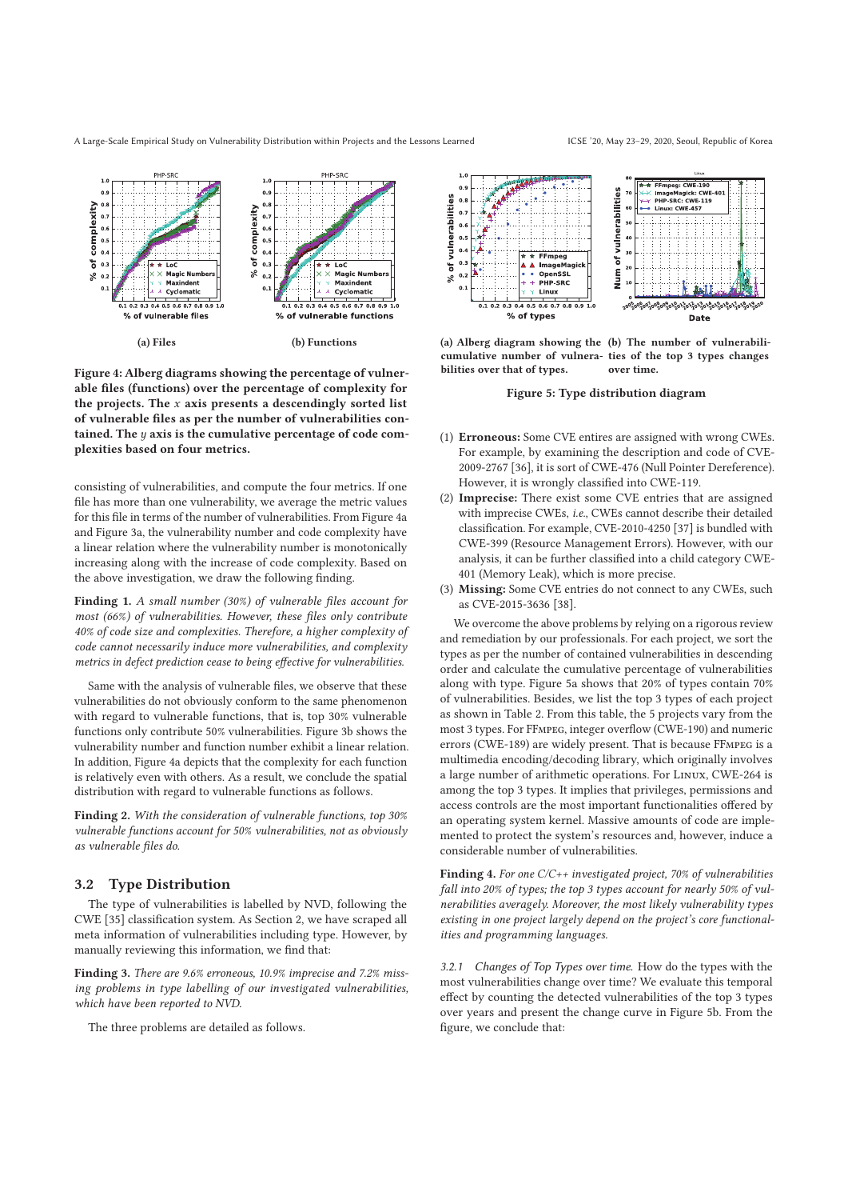**(a) Files**

**(b) Functions**

**Figure 4: Alberg diagrams showing the percentage of vulnerable files (functions) over the percentage of complexity for the projects. The $x$ axis presents a descendingly sorted list of vulnerable files as per the number of vulnerabilities contained. The $y$ axis is the cumulative percentage of code complexities based on four metrics.**

consisting of vulnerabilities, and compute the four metrics. If one file has more than one vulnerability, we average the metric values for this file in terms of the number of vulnerabilities. From Figure 4a and Figure 3a, the vulnerability number and code complexity have a linear relation where the vulnerability number is monotonically increasing along with the increase of code complexity. Based on the above investigation, we draw the following finding.

**Finding 1.** *A small number (30%) of vulnerable files account for most (66%) of vulnerabilities. However, these files only contribute 40% of code size and complexities. Therefore, a higher complexity of code cannot necessarily induce more vulnerabilities, and complexity metrics in defect prediction cease to being effective for vulnerabilities.*

Same with the analysis of vulnerable files, we observe that these vulnerabilities do not obviously conform to the same phenomenon with regard to vulnerable functions, that is, top 30% vulnerable functions only contribute 50% vulnerabilities. Figure 3b shows the vulnerability number and function number exhibit a linear relation. In addition, Figure 4a depicts that the complexity for each function is relatively even with others. As a result, we conclude the spatial distribution with regard to vulnerable functions as follows.

**Finding 2.** *With the consideration of vulnerable functions, top 30% vulnerable functions account for 50% vulnerabilities, not as obviously as vulnerable files do.*

### 3.2 Type Distribution

The type of vulnerabilities is labelled by NVD, following the CWE [35] classification system. As Section 2, we have scraped all meta information of vulnerabilities including type. However, by manually reviewing this information, we find that:

**Finding 3.** *There are 9.6% erroneous, 10.9% imprecise and 7.2% missing problems in type labelling of our investigated vulnerabilities, which have been reported to NVD.*

The three problems are detailed as follows.

**(a) Alberg diagram showing the cumulative number of vulnerabilities over that of types.**

**(b) The number of vulnerabilities of the top 3 types changes over time.**

**Figure 5: Type distribution diagram**

(1) **Erroneous:** Some CVE entires are assigned with wrong CWEs. For example, by examining the description and code of CVE-2009-2767 [36], it is sort of CWE-476 (Null Pointer Dereference). However, it is wrongly classified into CWE-119.
(2) **Imprecise:** There exist some CVE entries that are assigned with imprecise CWEs, *i.e.*, CWEs cannot describe their detailed classification. For example, CVE-2010-4250 [37] is bundled with CWE-399 (Resource Management Errors). However, with our analysis, it can be further classified into a child category CWE-401 (Memory Leak), which is more precise.
(3) **Missing:** Some CVE entries do not connect to any CWEs, such as CVE-2015-3636 [38].

We overcome the above problems by relying on a rigorous review and remediation by our professionals. For each project, we sort the types as per the number of contained vulnerabilities in descending order and calculate the cumulative percentage of vulnerabilities along with type. Figure 5a shows that 20% of types contain 70% of vulnerabilities. Besides, we list the top 3 types of each project as shown in Table 2. From this table, the 5 projects vary from the most 3 types. For FFmpeg, integer overflow (CWE-190) and numeric errors (CWE-189) are widely present. That is because FFmpeg is a multimedia encoding/decoding library, which originally involves a large number of arithmetic operations. For Linux, CWE-264 is among the top 3 types. It implies that privileges, permissions and access controls are the most important functionalities offered by an operating system kernel. Massive amounts of code are implemented to protect the system's resources and, however, induce a considerable number of vulnerabilities.

**Finding 4.** *For one C/C++ investigated project, 70% of vulnerabilities fall into 20% of types; the top 3 types account for nearly 50% of vulnerabilities averagely. Moreover, the most likely vulnerability types existing in one project largely depend on the project's core functionalities and programming languages.*

*3.2.1 Changes of Top Types over time.* How do the types with the most vulnerabilities change over time? We evaluate this temporal effect by counting the detected vulnerabilities of the top 3 types over years and present the change curve in Figure 5b. From the figure, we conclude that: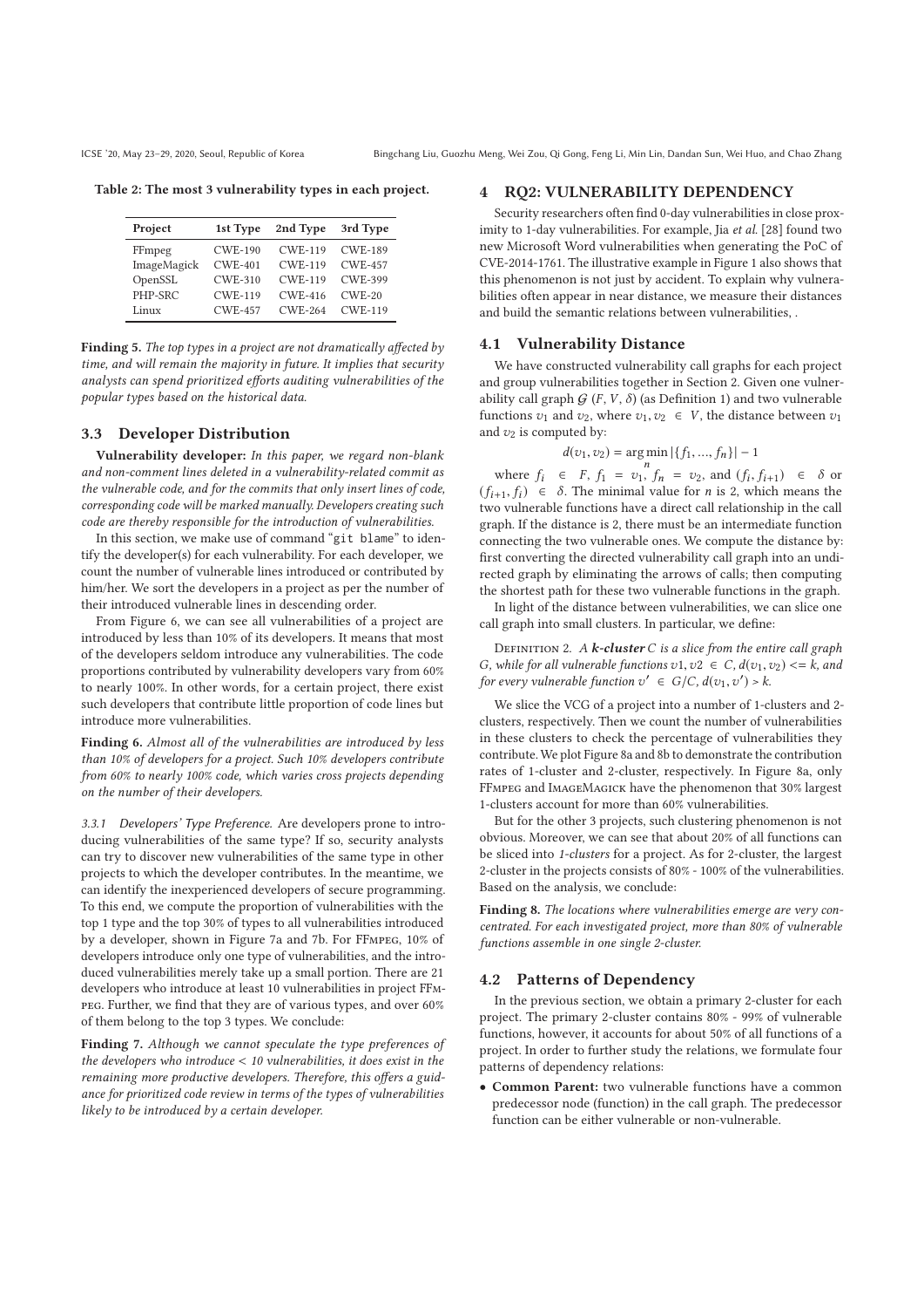Table 2: The most 3 vulnerability types in each project.

| Project | 1st Type | 2nd Type | 3rd Type |
| --- | --- | --- | --- |
| FFmpeg | CWE-190 | CWE-119 | CWE-189 |
| ImageMagick | CWE-401 | CWE-119 | CWE-457 |
| OpenSSL | CWE-310 | CWE-119 | CWE-399 |
| PHP-SRC | CWE-119 | CWE-416 | CWE-20 |
| Linux | CWE-457 | CWE-264 | CWE-119 |

**Finding 5.** *The top types in a project are not dramatically affected by time, and will remain the majority in future. It implies that security analysts can spend prioritized efforts auditing vulnerabilities of the popular types based on the historical data.*

## 3.3 Developer Distribution

**Vulnerability developer:** *In this paper, we regard non-blank and non-comment lines deleted in a vulnerability-related commit as the vulnerable code, and for the commits that only insert lines of code, corresponding code will be marked manually. Developers creating such code are thereby responsible for the introduction of vulnerabilities.*

In this section, we make use of command "git blame" to identify the developer(s) for each vulnerability. For each developer, we count the number of vulnerable lines introduced or contributed by him/her. We sort the developers in a project as per the number of their introduced vulnerable lines in descending order.

From Figure 6, we can see all vulnerabilities of a project are introduced by less than 10% of its developers. It means that most of the developers seldom introduce any vulnerabilities. The code proportions contributed by vulnerability developers vary from 60% to nearly 100%. In other words, for a certain project, there exist such developers that contribute little proportion of code lines but introduce more vulnerabilities.

**Finding 6.** *Almost all of the vulnerabilities are introduced by less than 10% of developers for a project. Such 10% developers contribute from 60% to nearly 100% code, which varies cross projects depending on the number of their developers.*

*3.3.1 Developers' Type Preference.* Are developers prone to introducing vulnerabilities of the same type? If so, security analysts can try to discover new vulnerabilities of the same type in other projects to which the developer contributes. In the meantime, we can identify the inexperienced developers of secure programming. To this end, we compute the proportion of vulnerabilities with the top 1 type and the top 30% of types to all vulnerabilities introduced by a developer, shown in Figure 7a and 7b. For FFmpeg, 10% of developers introduce only one type of vulnerabilities, and the introduced vulnerabilities merely take up a small portion. There are 21 developers who introduce at least 10 vulnerabilities in project FFmpeg. Further, we find that they are of various types, and over 60% of them belong to the top 3 types. We conclude:

**Finding 7.** *Although we cannot speculate the type preferences of the developers who introduce < 10 vulnerabilities, it does exist in the remaining more productive developers. Therefore, this offers a guidance for prioritized code review in terms of the types of vulnerabilities likely to be introduced by a certain developer.*

# 4 RQ2: VULNERABILITY DEPENDENCY

Security researchers often find 0-day vulnerabilities in close proximity to 1-day vulnerabilities. For example, Jia *et al.* [28] found two new Microsoft Word vulnerabilities when generating the PoC of CVE-2014-1761. The illustrative example in Figure 1 also shows that this phenomenon is not just by accident. To explain why vulnerabilities often appear in near distance, we measure their distances and build the semantic relations between vulnerabilities, .

## 4.1 Vulnerability Distance

We have constructed vulnerability call graphs for each project and group vulnerabilities together in Section 2. Given one vulnerability call graph $\mathcal{G}$ $(F, V, \delta)$ (as Definition 1) and two vulnerable functions $v_1$ and $v_2$, where $v_1, v_2 \in V$, the distance between $v_1$ and $v_2$ is computed by:

$$d(v_1, v_2) = \arg\min_{n} |\{f_1, ..., f_n\}| - 1$$

where $f_i \in F$, $f_1 = v_1$, $f_n = v_2$, and $(f_i, f_{i+1}) \in \delta$ or $(f_{i+1}, f_i) \in \delta$. The minimal value for $n$ is 2, which means the two vulnerable functions have a direct call relationship in the call graph. If the distance is 2, there must be an intermediate function connecting the two vulnerable ones. We compute the distance by: first converting the directed vulnerability call graph into an undirected graph by eliminating the arrows of calls; then computing the shortest path for these two vulnerable functions in the graph.

In light of the distance between vulnerabilities, we can slice one call graph into small clusters. In particular, we define:

Definition 2. *A **k-cluster** $C$ is a slice from the entire call graph $G$, while for all vulnerable functions $v1, v2 \in C$, $d(v_1, v_2) <= k$, and for every vulnerable function $v' \in G/C$, $d(v_1, v') > k$.*

We slice the VCG of a project into a number of 1-clusters and 2-clusters, respectively. Then we count the number of vulnerabilities in these clusters to check the percentage of vulnerabilities they contribute. We plot Figure 8a and 8b to demonstrate the contribution rates of 1-cluster and 2-cluster, respectively. In Figure 8a, only FFmpeg and ImageMagick have the phenomenon that 30% largest 1-clusters account for more than 60% vulnerabilities.

But for the other 3 projects, such clustering phenomenon is not obvious. Moreover, we can see that about 20% of all functions can be sliced into *1-clusters* for a project. As for 2-cluster, the largest 2-cluster in the projects consists of 80% - 100% of the vulnerabilities. Based on the analysis, we conclude:

**Finding 8.** *The locations where vulnerabilities emerge are very concentrated. For each investigated project, more than 80% of vulnerable functions assemble in one single 2-cluster.*

## 4.2 Patterns of Dependency

In the previous section, we obtain a primary 2-cluster for each project. The primary 2-cluster contains 80% - 99% of vulnerable functions, however, it accounts for about 50% of all functions of a project. In order to further study the relations, we formulate four patterns of dependency relations:

- **Common Parent:** two vulnerable functions have a common predecessor node (function) in the call graph. The predecessor function can be either vulnerable or non-vulnerable.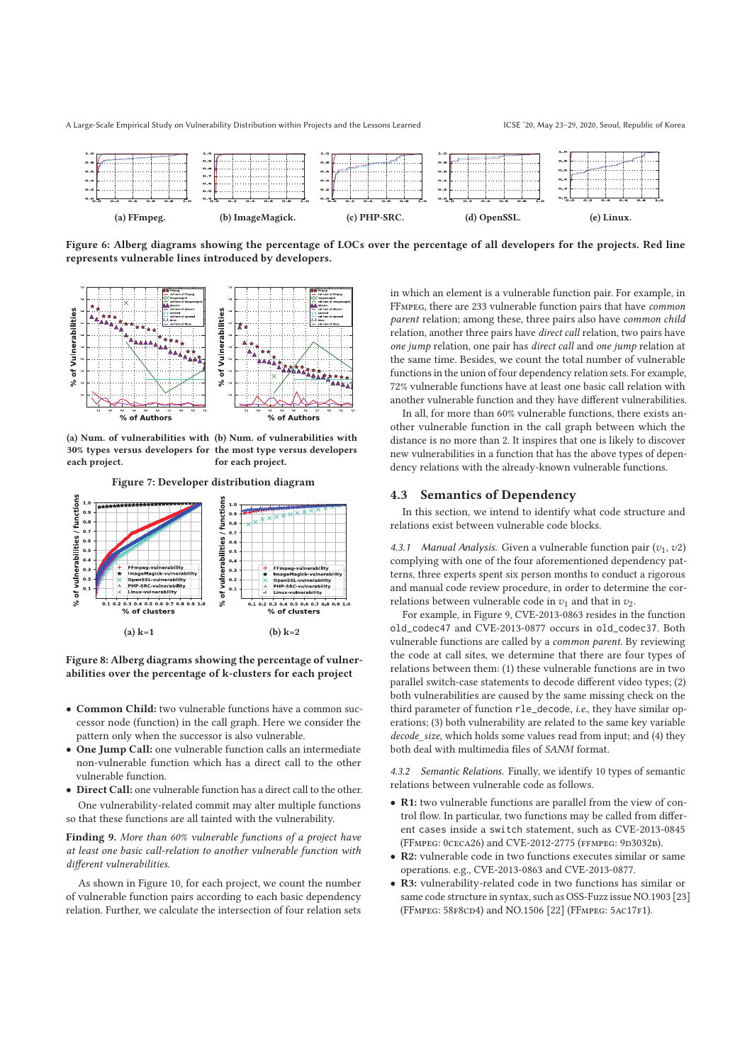(a) FFmpeg. (b) ImageMagick. (c) PHP-SRC. (d) OpenSSL. (e) Linux.

**Figure 6: Alberg diagrams showing the percentage of LOCs over the percentage of all developers for the projects. Red line represents vulnerable lines introduced by developers.**

(a) Num. of vulnerabilities with 30% types versus developers for each project.

(b) Num. of vulnerabilities with the most type versus developers for each project.

**Figure 7: Developer distribution diagram**

(a) k=1

(b) k=2

**Figure 8: Alberg diagrams showing the percentage of vulnerabilities over the percentage of k-clusters for each project**

- **Common Child:** two vulnerable functions have a common successor node (function) in the call graph. Here we consider the pattern only when the successor is also vulnerable.
- **One Jump Call:** one vulnerable function calls an intermediate non-vulnerable function which has a direct call to the other vulnerable function.
- **Direct Call:** one vulnerable function has a direct call to the other.

One vulnerability-related commit may alter multiple functions so that these functions are all tainted with the vulnerability.

**Finding 9.** *More than 60% vulnerable functions of a project have at least one basic call-relation to another vulnerable function with different vulnerabilities.*

As shown in Figure 10, for each project, we count the number of vulnerable function pairs according to each basic dependency relation. Further, we calculate the intersection of four relation sets in which an element is a vulnerable function pair. For example, in FFmpeg, there are 233 vulnerable function pairs that have *common parent* relation; among these, three pairs also have *common child* relation, another three pairs have *direct call* relation, two pairs have *one jump* relation, one pair has *direct call* and *one jump* relation at the same time. Besides, we count the total number of vulnerable functions in the union of four dependency relation sets. For example, 72% vulnerable functions have at least one basic call relation with another vulnerable function and they have different vulnerabilities.

In all, for more than 60% vulnerable functions, there exists another vulnerable function in the call graph between which the distance is no more than 2. It inspires that one is likely to discover new vulnerabilities in a function that has the above types of dependency relations with the already-known vulnerable functions.

## 4.3 Semantics of Dependency

In this section, we intend to identify what code structure and relations exist between vulnerable code blocks.

*4.3.1 Manual Analysis.* Given a vulnerable function pair ($v_1$, $v2$) complying with one of the four aforementioned dependency patterns, three experts spent six person months to conduct a rigorous and manual code review procedure, in order to determine the correlations between vulnerable code in $v_1$ and that in $v_2$.

For example, in Figure 9, CVE-2013-0863 resides in the function `old_codec47` and CVE-2013-0877 occurs in `old_codec37`. Both vulnerable functions are called by a *common parent*. By reviewing the code at call sites, we determine that there are four types of relations between them: (1) these vulnerable functions are in two parallel switch-case statements to decode different video types; (2) both vulnerabilities are caused by the same missing check on the third parameter of function `rle_decode`, *i.e.*, they have similar operations; (3) both vulnerability are related to the same key variable *decode_size*, which holds some values read from input; and (4) they both deal with multimedia files of *SANM* format.

*4.3.2 Semantic Relations.* Finally, we identify 10 types of semantic relations between vulnerable code as follows.

- **R1:** two vulnerable functions are parallel from the view of control flow. In particular, two functions may be called from different `cases` inside a `switch` statement, such as CVE-2013-0845 (FFmpeg: 0ceca26) and CVE-2012-2775 (ffmpeg: 9d3032b).
- **R2:** vulnerable code in two functions executes similar or same operations. e.g., CVE-2013-0863 and CVE-2013-0877.
- **R3:** vulnerability-related code in two functions has similar or same code structure in syntax, such as OSS-Fuzz issue NO.1903 [23] (FFmpeg: 58f8cd4) and NO.1506 [22] (FFmpeg: 5ac17f1).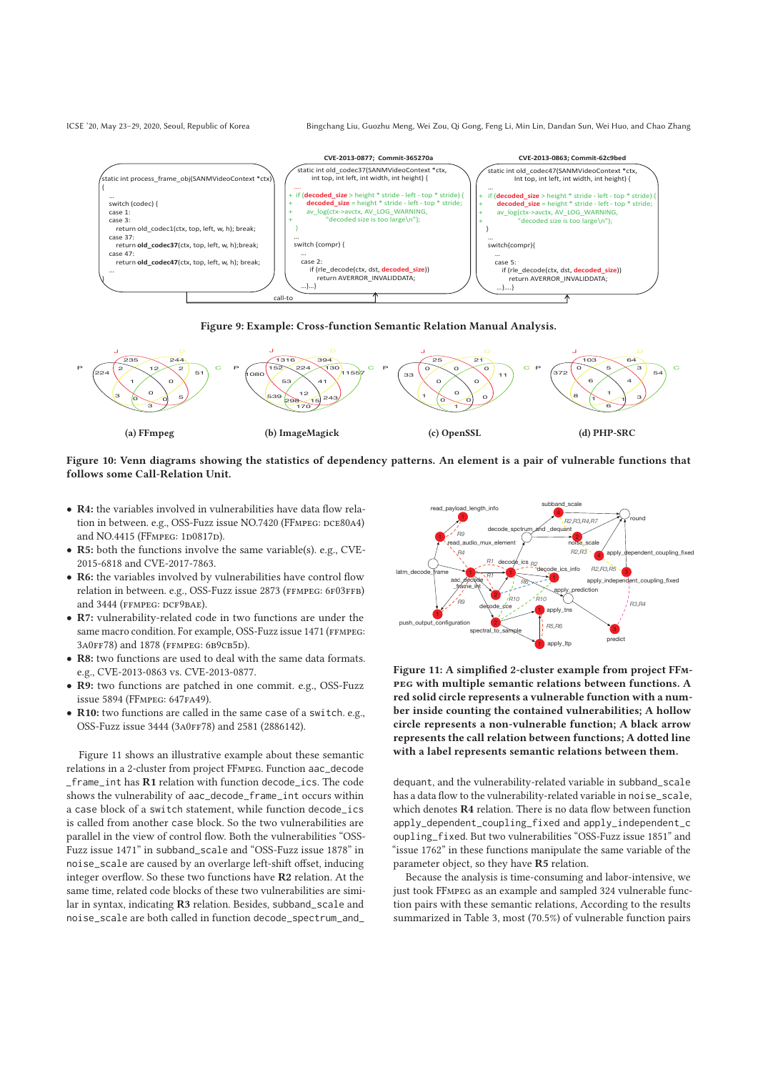**Figure 9: Example: Cross-function Semantic Relation Manual Analysis.**

(a) FFmpeg (b) ImageMagick (c) OpenSSL (d) PHP-SRC

**Figure 10: Venn diagrams showing the statistics of dependency patterns. An element is a pair of vulnerable functions that follows some Call-Relation Unit.**

- **R4:** the variables involved in vulnerabilities have data flow relation in between. e.g., OSS-Fuzz issue NO.7420 (FFmpeg: dce80a4) and NO.4415 (FFmpeg: 1d0817d).
- **R5:** both the functions involve the same variable(s). e.g., CVE-2015-6818 and CVE-2017-7863.
- **R6:** the variables involved by vulnerabilities have control flow relation in between. e.g., OSS-Fuzz issue 2873 (ffmpeg: 6f03ffb) and 3444 (ffmpeg: dcf9bae).
- **R7:** vulnerability-related code in two functions are under the same macro condition. For example, OSS-Fuzz issue 1471 (ffmpeg: 3a0ff78) and 1878 (ffmpeg: 6b9cb5d).
- **R8:** two functions are used to deal with the same data formats. e.g., CVE-2013-0863 vs. CVE-2013-0877.
- **R9:** two functions are patched in one commit. e.g., OSS-Fuzz issue 5894 (FFmpeg: 647fa49).
- **R10:** two functions are called in the same case of a switch. e.g., OSS-Fuzz issue 3444 (3a0ff78) and 2581 (2886142).

Figure 11 shows an illustrative example about these semantic relations in a 2-cluster from project FFmpeg. Function aac_decode_frame_int has **R1** relation with function decode_ics. The code shows the vulnerability of aac_decode_frame_int occurs within a case block of a switch statement, while function decode_ics is called from another case block. So the two vulnerabilities are parallel in the view of control flow. Both the vulnerabilities "OSS-Fuzz issue 1471" in subband_scale and "OSS-Fuzz issue 1878" in noise_scale are caused by an overlarge left-shift offset, inducing integer overflow. So these two functions have **R2** relation. At the same time, related code blocks of these two vulnerabilities are similar in syntax, indicating **R3** relation. Besides, subband_scale and noise_scale are both called in function decode_spectrum_and_dequant, and the vulnerability-related variable in subband_scale has a data flow to the vulnerability-related variable in noise_scale, which denotes **R4** relation. There is no data flow between function apply_dependent_coupling_fixed and apply_independent_coupling_fixed. But two vulnerabilities "OSS-Fuzz issue 1851" and "issue 1762" in these functions manipulate the same variable of the parameter object, so they have **R5** relation.

**Figure 11: A simplified 2-cluster example from project FFmpeg with multiple semantic relations between functions. A red solid circle represents a vulnerable function with a number inside counting the contained vulnerabilities; A hollow circle represents a non-vulnerable function; A black arrow represents the call relation between functions; A dotted line with a label represents semantic relations between them.**

Because the analysis is time-consuming and labor-intensive, we just took FFmpeg as an example and sampled 324 vulnerable function pairs with these semantic relations, According to the results summarized in Table 3, most (70.5%) of vulnerable function pairs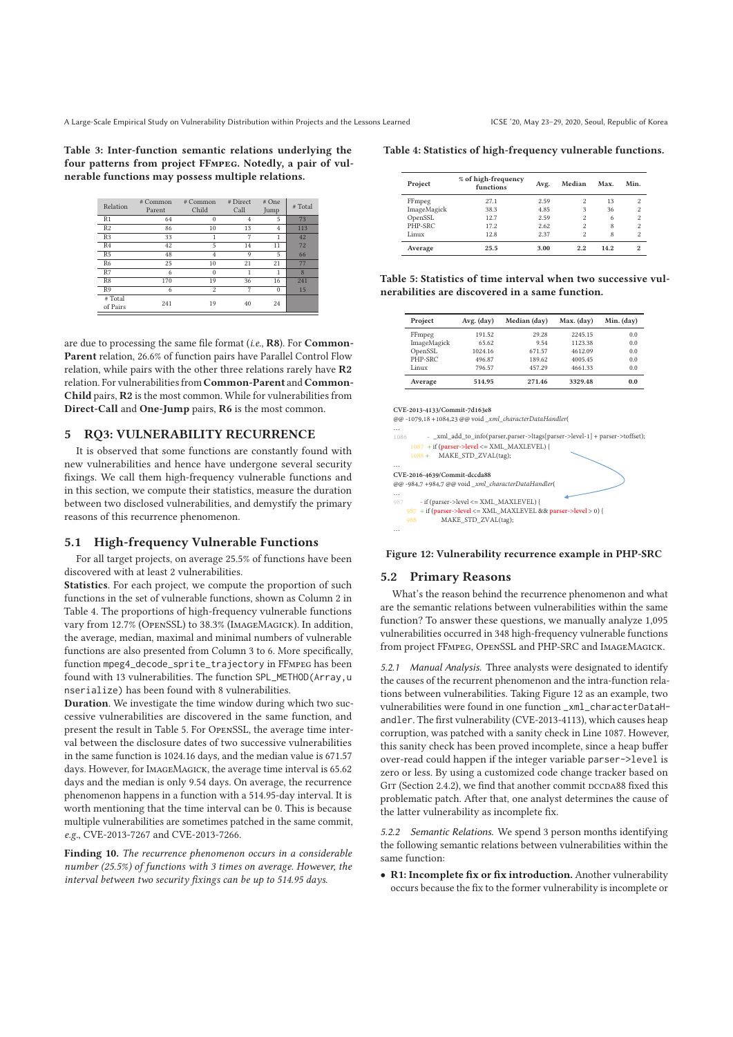**Table 3: Inter-function semantic relations underlying the four patterns from project FFmpeg. Notedly, a pair of vulnerable functions may possess multiple relations.**

| Relation | # Common Parent | # Common Child | # Direct Call | # One Jump | # Total |
|---|---|---|---|---|---|
| R1 | 64 | 0 | 4 | 5 | 73 |
| R2 | 86 | 10 | 13 | 4 | 113 |
| R3 | 33 | 1 | 7 | 1 | 42 |
| R4 | 42 | 5 | 14 | 11 | 72 |
| R5 | 48 | 4 | 9 | 5 | 66 |
| R6 | 25 | 10 | 21 | 21 | 77 |
| R7 | 6 | 0 | 1 | 1 | 8 |
| R8 | 170 | 19 | 36 | 16 | 241 |
| R9 | 6 | 2 | 7 | 0 | 15 |
| # Total of Pairs | 241 | 19 | 40 | 24 | |

are due to processing the same file format (*i.e.*, **R8**). For **Common-Parent** relation, 26.6% of function pairs have Parallel Control Flow relation, while pairs with the other three relations rarely have **R2** relation. For vulnerabilities from **Common-Parent** and **Common-Child** pairs, **R2** is the most common. While for vulnerabilities from **Direct-Call** and **One-Jump** pairs, **R6** is the most common.

## 5 RQ3: VULNERABILITY RECURRENCE

It is observed that some functions are constantly found with new vulnerabilities and hence have undergone several security fixings. We call them high-frequency vulnerable functions and in this section, we compute their statistics, measure the duration between two disclosed vulnerabilities, and demystify the primary reasons of this recurrence phenomenon.

### 5.1 High-frequency Vulnerable Functions

For all target projects, on average 25.5% of functions have been discovered with at least 2 vulnerabilities.

**Statistics**. For each project, we compute the proportion of such functions in the set of vulnerable functions, shown as Column 2 in Table 4. The proportions of high-frequency vulnerable functions vary from 12.7% (OpenSSL) to 38.3% (ImageMagick). In addition, the average, median, maximal and minimal numbers of vulnerable functions are also presented from Column 3 to 6. More specifically, function `mpeg4_decode_sprite_trajectory` in FFmpeg has been found with 13 vulnerabilities. The function `SPL_METHOD(Array,unserialize)` has been found with 8 vulnerabilities.

**Duration**. We investigate the time window during which two successive vulnerabilities are discovered in the same function, and present the result in Table 5. For OpenSSL, the average time interval between the disclosure dates of two successive vulnerabilities in the same function is 1024.16 days, and the median value is 671.57 days. However, for ImageMagick, the average time interval is 65.62 days and the median is only 9.54 days. On average, the recurrence phenomenon happens in a function with a 514.95-day interval. It is worth mentioning that the time interval can be 0. This is because multiple vulnerabilities are sometimes patched in the same commit, *e.g.*, CVE-2013-7267 and CVE-2013-7266.

**Finding 10.** *The recurrence phenomenon occurs in a considerable number (25.5%) of functions with 3 times on average. However, the interval between two security fixings can be up to 514.95 days.*

**Table 4: Statistics of high-frequency vulnerable functions.**

| Project | % of high-frequency functions | Avg. | Median | Max. | Min. |
|---|---|---|---|---|---|
| FFmpeg | 27.1 | 2.59 | 2 | 13 | 2 |
| ImageMagick | 38.3 | 4.85 | 3 | 36 | 2 |
| OpenSSL | 12.7 | 2.59 | 2 | 6 | 2 |
| PHP-SRC | 17.2 | 2.62 | 2 | 8 | 2 |
| Linux | 12.8 | 2.37 | 2 | 8 | 2 |
| **Average** | **25.5** | **3.00** | **2.2** | **14.2** | **2** |

**Table 5: Statistics of time interval when two successive vulnerabilities are discovered in a same function.**

| Project | Avg. (day) | Median (day) | Max. (day) | Min. (day) |
|---|---|---|---|---|
| FFmpeg | 191.52 | 29.28 | 2245.15 | 0.0 |
| ImageMagick | 65.62 | 9.54 | 1123.38 | 0.0 |
| OpenSSL | 1024.16 | 671.57 | 4612.09 | 0.0 |
| PHP-SRC | 496.87 | 189.62 | 4005.45 | 0.0 |
| Linux | 796.57 | 457.29 | 4661.33 | 0.0 |
| **Average** | **514.95** | **271.46** | **3329.48** | **0.0** |

```
CVE-2013-4133/Commit-7d163e8
@@ -1079,18 +1084,23 @@ void _xml_characterDataHandler(
...
1086      - _xml_add_to_info(parser,parser->ltags[parser->level-1] + parser->toffset);
1087      + if (parser->level <= XML_MAXLEVEL) {
1088      +     MAKE_STD_ZVAL(tag);
...
CVE-2016-4639/Commit-dccda88
@@ -984,7 +984,7 @@ void _xml_characterDataHandler(
...
987       - if (parser->level <= XML_MAXLEVEL) {
987       + if (parser->level <= XML_MAXLEVEL && parser->level > 0) {
988             MAKE_STD_ZVAL(tag);
...
```

**Figure 12: Vulnerability recurrence example in PHP-SRC**

### 5.2 Primary Reasons

What's the reason behind the recurrence phenomenon and what are the semantic relations between vulnerabilities within the same function? To answer these questions, we manually analyze 1,095 vulnerabilities occurred in 348 high-frequency vulnerable functions from project FFmpeg, OpenSSL and PHP-SRC and ImageMagick.

*5.2.1 Manual Analysis.* Three analysts were designated to identify the causes of the recurrent phenomenon and the intra-function relations between vulnerabilities. Taking Figure 12 as an example, two vulnerabilities were found in one function `_xml_characterDataHandler`. The first vulnerability (CVE-2013-4113), which causes heap corruption, was patched with a sanity check in Line 1087. However, this sanity check has been proved incomplete, since a heap buffer over-read could happen if the integer variable `parser->level` is zero or less. By using a customized code change tracker based on Git (Section 2.4.2), we find that another commit dccda88 fixed this problematic patch. After that, one analyst determines the cause of the latter vulnerability as incomplete fix.

*5.2.2 Semantic Relations.* We spend 3 person months identifying the following semantic relations between vulnerabilities within the same function:

- **R1: Incomplete fix or fix introduction.** Another vulnerability occurs because the fix to the former vulnerability is incomplete or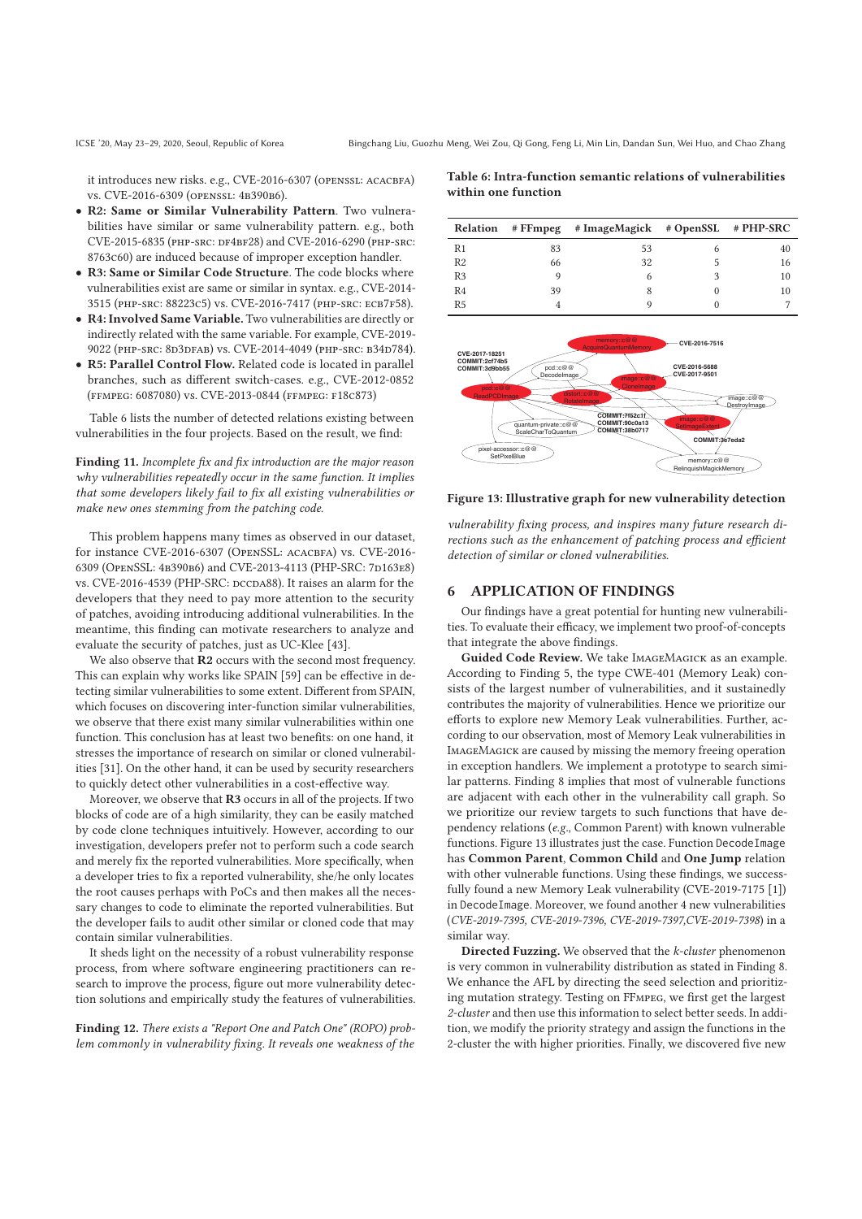it introduces new risks. e.g., CVE-2016-6307 (OPENSSL: ACACBFA) vs. CVE-2016-6309 (OPENSSL: 4B390B6).

- **R2: Same or Similar Vulnerability Pattern**. Two vulnerabilities have similar or same vulnerability pattern. e.g., both CVE-2015-6835 (PHP-SRC: DF4BF28) and CVE-2016-6290 (PHP-SRC: 8763C60) are induced because of improper exception handler.
- **R3: Same or Similar Code Structure**. The code blocks where vulnerabilities exist are same or similar in syntax. e.g., CVE-2014-3515 (PHP-SRC: 88223C5) vs. CVE-2016-7417 (PHP-SRC: ECB7F58).
- **R4: Involved Same Variable.** Two vulnerabilities are directly or indirectly related with the same variable. For example, CVE-2019-9022 (PHP-SRC: 8D3DFAB) vs. CVE-2014-4049 (PHP-SRC: B34D784).
- **R5: Parallel Control Flow.** Related code is located in parallel branches, such as different switch-cases. e.g., CVE-2012-0852 (FFMPEG: 6087080) vs. CVE-2013-0844 (FFMPEG: F18C873).

Table 6 lists the number of detected relations existing between vulnerabilities in the four projects. Based on the result, we find:

**Finding 11.** *Incomplete fix and fix introduction are the major reason why vulnerabilities repeatedly occur in the same function. It implies that some developers likely fail to fix all existing vulnerabilities or make new ones stemming from the patching code.*

This problem happens many times as observed in our dataset, for instance CVE-2016-6307 (OPENSSL: ACACBFA) vs. CVE-2016-6309 (OPENSSL: 4B390B6) and CVE-2013-4113 (PHP-SRC: 7D163E8) vs. CVE-2016-4539 (PHP-SRC: DCCDA88). It raises an alarm for the developers that they need to pay more attention to the security of patches, avoiding introducing additional vulnerabilities. In the meantime, this finding can motivate researchers to analyze and evaluate the security of patches, just as UC-Klee [43].

We also observe that **R2** occurs with the second most frequency. This can explain why works like SPAIN [59] can be effective in detecting similar vulnerabilities to some extent. Different from SPAIN, which focuses on discovering inter-function similar vulnerabilities, we observe that there exist many similar vulnerabilities within one function. This conclusion has at least two benefits: on one hand, it stresses the importance of research on similar or cloned vulnerabilities [31]. On the other hand, it can be used by security researchers to quickly detect other vulnerabilities in a cost-effective way.

Moreover, we observe that **R3** occurs in all of the projects. If two blocks of code are of a high similarity, they can be easily matched by code clone techniques intuitively. However, according to our investigation, developers prefer not to perform such a code search and merely fix the reported vulnerabilities. More specifically, when a developer tries to fix a reported vulnerability, she/he only locates the root causes perhaps with PoCs and then makes all the necessary changes to code to eliminate the reported vulnerabilities. But the developer fails to audit other similar or cloned code that may contain similar vulnerabilities.

It sheds light on the necessity of a robust vulnerability response process, from where software engineering practitioners can research to improve the process, figure out more vulnerability detection solutions and empirically study the features of vulnerabilities.

**Finding 12.** *There exists a "Report One and Patch One" (ROPO) problem commonly in vulnerability fixing. It reveals one weakness of the vulnerability fixing process, and inspires many future research directions such as the enhancement of patching process and efficient detection of similar or cloned vulnerabilities.*

**Table 6: Intra-function semantic relations of vulnerabilities within one function**

| Relation | # FFmpeg | # ImageMagick | # OpenSSL | # PHP-SRC |
|---|---|---|---|---|
| R1 | 83 | 53 | 6 | 40 |
| R2 | 66 | 32 | 5 | 16 |
| R3 | 9 | 6 | 3 | 10 |
| R4 | 39 | 8 | 0 | 10 |
| R5 | 4 | 9 | 0 | 7 |

**Figure 13: Illustrative graph for new vulnerability detection**

## 6 APPLICATION OF FINDINGS

Our findings have a great potential for hunting new vulnerabilities. To evaluate their efficacy, we implement two proof-of-concepts that integrate the above findings.

**Guided Code Review.** We take IMAGEMAGICK as an example. According to Finding 5, the type CWE-401 (Memory Leak) consists of the largest number of vulnerabilities, and it sustainedly contributes the majority of vulnerabilities. Hence we prioritize our efforts to explore new Memory Leak vulnerabilities. Further, according to our observation, most of Memory Leak vulnerabilities in IMAGEMAGICK are caused by missing the memory freeing operation in exception handlers. We implement a prototype to search similar patterns. Finding 8 implies that most of vulnerable functions are adjacent with each other in the vulnerability call graph. So we prioritize our review targets to such functions that have dependency relations (*e.g.*, Common Parent) with known vulnerable functions. Figure 13 illustrates just the case. Function `DecodeImage` has **Common Parent**, **Common Child** and **One Jump** relation with other vulnerable functions. Using these findings, we successfully found a new Memory Leak vulnerability (CVE-2019-7175 [1]) in `DecodeImage`. Moreover, we found another 4 new vulnerabilities (*CVE-2019-7395, CVE-2019-7396, CVE-2019-7397,CVE-2019-7398*) in a similar way.

**Directed Fuzzing.** We observed that the *k-cluster* phenomenon is very common in vulnerability distribution as stated in Finding 8. We enhance the AFL by directing the seed selection and prioritizing mutation strategy. Testing on FFMPEG, we first get the largest *2-cluster* and then use this information to select better seeds. In addition, we modify the priority strategy and assign the functions in the 2-cluster the with higher priorities. Finally, we discovered five new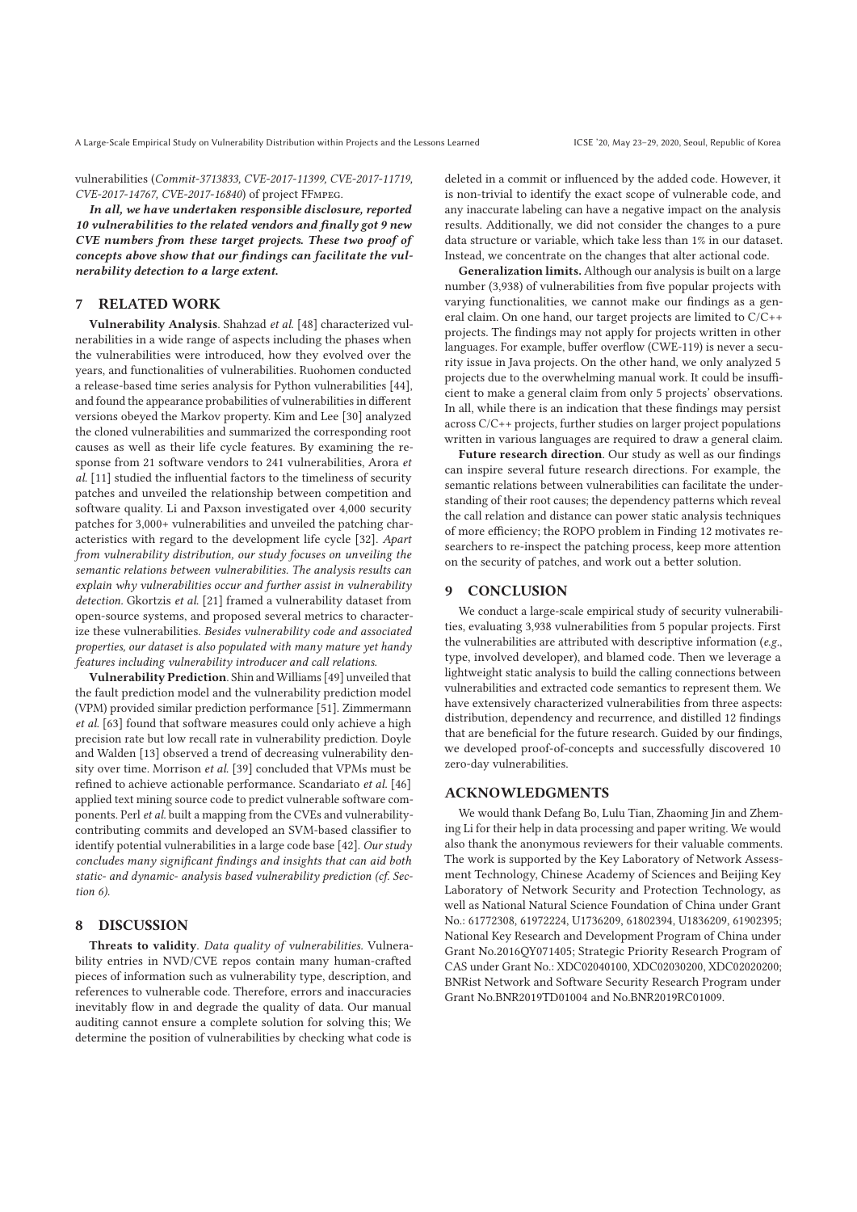vulnerabilities (*Commit-3713833, CVE-2017-11399, CVE-2017-11719, CVE-2017-14767, CVE-2017-16840*) of project FFmpeg.

***In all, we have undertaken responsible disclosure, reported 10 vulnerabilities to the related vendors and finally got 9 new CVE numbers from these target projects. These two proof of concepts above show that our findings can facilitate the vulnerability detection to a large extent.***

## 7 RELATED WORK

**Vulnerability Analysis**. Shahzad *et al.* [48] characterized vulnerabilities in a wide range of aspects including the phases when the vulnerabilities were introduced, how they evolved over the years, and functionalities of vulnerabilities. Ruohomen conducted a release-based time series analysis for Python vulnerabilities [44], and found the appearance probabilities of vulnerabilities in different versions obeyed the Markov property. Kim and Lee [30] analyzed the cloned vulnerabilities and summarized the corresponding root causes as well as their life cycle features. By examining the response from 21 software vendors to 241 vulnerabilities, Arora *et al.* [11] studied the influential factors to the timeliness of security patches and unveiled the relationship between competition and software quality. Li and Paxson investigated over 4,000 security patches for 3,000+ vulnerabilities and unveiled the patching characteristics with regard to the development life cycle [32]. *Apart from vulnerability distribution, our study focuses on unveiling the semantic relations between vulnerabilities. The analysis results can explain why vulnerabilities occur and further assist in vulnerability detection.* Gkortzis *et al.* [21] framed a vulnerability dataset from open-source systems, and proposed several metrics to characterize these vulnerabilities. *Besides vulnerability code and associated properties, our dataset is also populated with many mature yet handy features including vulnerability introducer and call relations.*

**Vulnerability Prediction**. Shin and Williams [49] unveiled that the fault prediction model and the vulnerability prediction model (VPM) provided similar prediction performance [51]. Zimmermann *et al.* [63] found that software measures could only achieve a high precision rate but low recall rate in vulnerability prediction. Doyle and Walden [13] observed a trend of decreasing vulnerability density over time. Morrison *et al.* [39] concluded that VPMs must be refined to achieve actionable performance. Scandariato *et al.* [46] applied text mining source code to predict vulnerable software components. Perl *et al.* built a mapping from the CVEs and vulnerability-contributing commits and developed an SVM-based classifier to identify potential vulnerabilities in a large code base [42]. *Our study concludes many significant findings and insights that can aid both static- and dynamic- analysis based vulnerability prediction (cf. Section 6).*

## 8 DISCUSSION

**Threats to validity**. *Data quality of vulnerabilities*. Vulnerability entries in NVD/CVE repos contain many human-crafted pieces of information such as vulnerability type, description, and references to vulnerable code. Therefore, errors and inaccuracies inevitably flow in and degrade the quality of data. Our manual auditing cannot ensure a complete solution for solving this; We determine the position of vulnerabilities by checking what code is deleted in a commit or influenced by the added code. However, it is non-trivial to identify the exact scope of vulnerable code, and any inaccurate labeling can have a negative impact on the analysis results. Additionally, we did not consider the changes to a pure data structure or variable, which take less than 1% in our dataset. Instead, we concentrate on the changes that alter actional code.

**Generalization limits.** Although our analysis is built on a large number (3,938) of vulnerabilities from five popular projects with varying functionalities, we cannot make our findings as a general claim. On one hand, our target projects are limited to C/C++ projects. The findings may not apply for projects written in other languages. For example, buffer overflow (CWE-119) is never a security issue in Java projects. On the other hand, we only analyzed 5 projects due to the overwhelming manual work. It could be insufficient to make a general claim from only 5 projects' observations. In all, while there is an indication that these findings may persist across C/C++ projects, further studies on larger project populations written in various languages are required to draw a general claim.

**Future research direction**. Our study as well as our findings can inspire several future research directions. For example, the semantic relations between vulnerabilities can facilitate the understanding of their root causes; the dependency patterns which reveal the call relation and distance can power static analysis techniques of more efficiency; the ROPO problem in Finding 12 motivates researchers to re-inspect the patching process, keep more attention on the security of patches, and work out a better solution.

## 9 CONCLUSION

We conduct a large-scale empirical study of security vulnerabilities, evaluating 3,938 vulnerabilities from 5 popular projects. First the vulnerabilities are attributed with descriptive information (*e.g.*, type, involved developer), and blamed code. Then we leverage a lightweight static analysis to build the calling connections between vulnerabilities and extracted code semantics to represent them. We have extensively characterized vulnerabilities from three aspects: distribution, dependency and recurrence, and distilled 12 findings that are beneficial for the future research. Guided by our findings, we developed proof-of-concepts and successfully discovered 10 zero-day vulnerabilities.

## ACKNOWLEDGMENTS

We would thank Defang Bo, Lulu Tian, Zhaoming Jin and Zheming Li for their help in data processing and paper writing. We would also thank the anonymous reviewers for their valuable comments. The work is supported by the Key Laboratory of Network Assessment Technology, Chinese Academy of Sciences and Beijing Key Laboratory of Network Security and Protection Technology, as well as National Natural Science Foundation of China under Grant No.: 61772308, 61972224, U1736209, 61802394, U1836209, 61902395; National Key Research and Development Program of China under Grant No.2016QY071405; Strategic Priority Research Program of CAS under Grant No.: XDC02040100, XDC02030200, XDC02020200; BNRist Network and Software Security Research Program under Grant No.BNR2019TD01004 and No.BNR2019RC01009.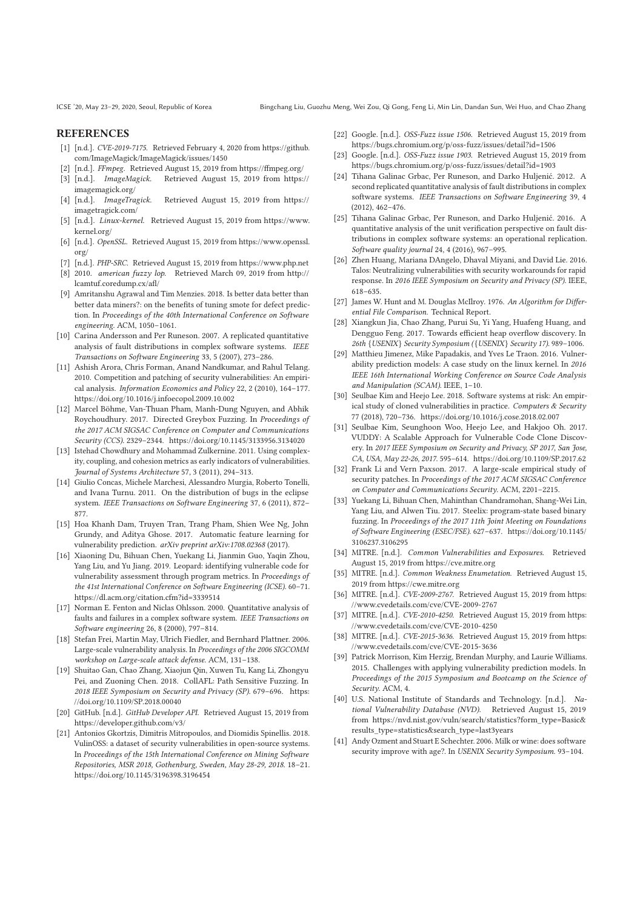## REFERENCES

[1] [n.d.]. *CVE-2019-7175.* Retrieved February 4, 2020 from https://github.com/ImageMagick/ImageMagick/issues/1450

[2] [n.d.]. *FFmpeg.* Retrieved August 15, 2019 from https://ffmpeg.org/

[3] [n.d.]. *ImageMagick.* Retrieved August 15, 2019 from https://imagemagick.org/

[4] [n.d.]. *ImageTragick.* Retrieved August 15, 2019 from https://imagetragick.com/

[5] [n.d.]. *Linux-kernel.* Retrieved August 15, 2019 from https://www.kernel.org/

[6] [n.d.]. *OpenSSL.* Retrieved August 15, 2019 from https://www.openssl.org/

[7] [n.d.]. *PHP-SRC.* Retrieved August 15, 2019 from https://www.php.net

[8] 2010. *american fuzzy lop.* Retrieved March 09, 2019 from http://lcamtuf.coredump.cx/afl/

[9] Amritanshu Agrawal and Tim Menzies. 2018. Is better data better than better data miners?: on the benefits of tuning smote for defect prediction. In *Proceedings of the 40th International Conference on Software engineering.* ACM, 1050–1061.

[10] Carina Andersson and Per Runeson. 2007. A replicated quantitative analysis of fault distributions in complex software systems. *IEEE Transactions on Software Engineering* 33, 5 (2007), 273–286.

[11] Ashish Arora, Chris Forman, Anand Nandkumar, and Rahul Telang. 2010. Competition and patching of security vulnerabilities: An empirical analysis. *Information Economics and Policy* 22, 2 (2010), 164–177. https://doi.org/10.1016/j.infoecopol.2009.10.002

[12] Marcel Böhme, Van-Thuan Pham, Manh-Dung Nguyen, and Abhik Roychoudhury. 2017. Directed Greybox Fuzzing. In *Proceedings of the 2017 ACM SIGSAC Conference on Computer and Communications Security (CCS).* 2329–2344. https://doi.org/10.1145/3133956.3134020

[13] Istehad Chowdhury and Mohammad Zulkernine. 2011. Using complexity, coupling, and cohesion metrics as early indicators of vulnerabilities. *Journal of Systems Architecture* 57, 3 (2011), 294–313.

[14] Giulio Concas, Michele Marchesi, Alessandro Murgia, Roberto Tonelli, and Ivana Turnu. 2011. On the distribution of bugs in the eclipse system. *IEEE Transactions on Software Engineering* 37, 6 (2011), 872–877.

[15] Hoa Khanh Dam, Truyen Tran, Trang Pham, Shien Wee Ng, John Grundy, and Aditya Ghose. 2017. Automatic feature learning for vulnerability prediction. *arXiv preprint arXiv:1708.02368* (2017).

[16] Xiaoning Du, Bihuan Chen, Yuekang Li, Jianmin Guo, Yaqin Zhou, Yang Liu, and Yu Jiang. 2019. Leopard: identifying vulnerable code for vulnerability assessment through program metrics. In *Proceedings of the 41st International Conference on Software Engineering (ICSE).* 60–71. https://dl.acm.org/citation.cfm?id=3339514

[17] Norman E. Fenton and Niclas Ohlsson. 2000. Quantitative analysis of faults and failures in a complex software system. *IEEE Transactions on Software engineering* 26, 8 (2000), 797–814.

[18] Stefan Frei, Martin May, Ulrich Fiedler, and Bernhard Plattner. 2006. Large-scale vulnerability analysis. In *Proceedings of the 2006 SIGCOMM workshop on Large-scale attack defense.* ACM, 131–138.

[19] Shuitao Gan, Chao Zhang, Xiaojun Qin, Xuwen Tu, Kang Li, Zhongyu Pei, and Zuoning Chen. 2018. CollAFL: Path Sensitive Fuzzing. In *2018 IEEE Symposium on Security and Privacy (SP).* 679–696. https://doi.org/10.1109/SP.2018.00040

[20] GitHub. [n.d.]. *GitHub Developer API.* Retrieved August 15, 2019 from https://developer.github.com/v3/

[21] Antonios Gkortzis, Dimitris Mitropoulos, and Diomidis Spinellis. 2018. VulinOSS: a dataset of security vulnerabilities in open-source systems. In *Proceedings of the 15th International Conference on Mining Software Repositories, MSR 2018, Gothenburg, Sweden, May 28-29, 2018.* 18–21. https://doi.org/10.1145/3196398.3196454

[22] Google. [n.d.]. *OSS-Fuzz issue 1506.* Retrieved August 15, 2019 from https://bugs.chromium.org/p/oss-fuzz/issues/detail?id=1506

[23] Google. [n.d.]. *OSS-Fuzz issue 1903.* Retrieved August 15, 2019 from https://bugs.chromium.org/p/oss-fuzz/issues/detail?id=1903

[24] Tihana Galinac Grbac, Per Runeson, and Darko Huljenić. 2012. A second replicated quantitative analysis of fault distributions in complex software systems. *IEEE Transactions on Software Engineering* 39, 4 (2012), 462–476.

[25] Tihana Galinac Grbac, Per Runeson, and Darko Huljenić. 2016. A quantitative analysis of the unit verification perspective on fault distributions in complex software systems: an operational replication. *Software quality journal* 24, 4 (2016), 967–995.

[26] Zhen Huang, Mariana DAngelo, Dhaval Miyani, and David Lie. 2016. Talos: Neutralizing vulnerabilities with security workarounds for rapid response. In *2016 IEEE Symposium on Security and Privacy (SP).* IEEE, 618–635.

[27] James W. Hunt and M. Douglas McIlroy. 1976. *An Algorithm for Differential File Comparison.* Technical Report.

[28] Xiangkun Jia, Chao Zhang, Purui Su, Yi Yang, Huafeng Huang, and Dengguo Feng. 2017. Towards efficient heap overflow discovery. In *26th {USENIX} Security Symposium ({USENIX} Security 17).* 989–1006.

[29] Matthieu Jimenez, Mike Papadakis, and Yves Le Traon. 2016. Vulnerability prediction models: A case study on the linux kernel. In *2016 IEEE 16th International Working Conference on Source Code Analysis and Manipulation (SCAM).* IEEE, 1–10.

[30] Seulbae Kim and Heejo Lee. 2018. Software systems at risk: An empirical study of cloned vulnerabilities in practice. *Computers & Security* 77 (2018), 720–736. https://doi.org/10.1016/j.cose.2018.02.007

[31] Seulbae Kim, Seunghoon Woo, Heejo Lee, and Hakjoo Oh. 2017. VUDDY: A Scalable Approach for Vulnerable Code Clone Discovery. In *2017 IEEE Symposium on Security and Privacy, SP 2017, San Jose, CA, USA, May 22-26, 2017.* 595–614. https://doi.org/10.1109/SP.2017.62

[32] Frank Li and Vern Paxson. 2017. A large-scale empirical study of security patches. In *Proceedings of the 2017 ACM SIGSAC Conference on Computer and Communications Security.* ACM, 2201–2215.

[33] Yuekang Li, Bihuan Chen, Mahinthan Chandramohan, Shang-Wei Lin, Yang Liu, and Alwen Tiu. 2017. Steelix: program-state based binary fuzzing. In *Proceedings of the 2017 11th Joint Meeting on Foundations of Software Engineering (ESEC/FSE).* 627–637. https://doi.org/10.1145/3106237.3106295

[34] MITRE. [n.d.]. *Common Vulnerabilities and Exposures.* Retrieved August 15, 2019 from https://cve.mitre.org

[35] MITRE. [n.d.]. *Common Weakness Enumetation.* Retrieved August 15, 2019 from https://cwe.mitre.org

[36] MITRE. [n.d.]. *CVE-2009-2767.* Retrieved August 15, 2019 from https://www.cvedetails.com/cve/CVE-2009-2767

[37] MITRE. [n.d.]. *CVE-2010-4250.* Retrieved August 15, 2019 from https://www.cvedetails.com/cve/CVE-2010-4250

[38] MITRE. [n.d.]. *CVE-2015-3636.* Retrieved August 15, 2019 from https://www.cvedetails.com/cve/CVE-2015-3636

[39] Patrick Morrison, Kim Herzig, Brendan Murphy, and Laurie Williams. 2015. Challenges with applying vulnerability prediction models. In *Proceedings of the 2015 Symposium and Bootcamp on the Science of Security.* ACM, 4.

[40] U.S. National Institute of Standards and Technology. [n.d.]. *National Vulnerability Database (NVD).* Retrieved August 15, 2019 from https://nvd.nist.gov/vuln/search/statistics?form_type=Basic&results_type=statistics&search_type=last3years

[41] Andy Ozment and Stuart E Schechter. 2006. Milk or wine: does software security improve with age?. In *USENIX Security Symposium.* 93–104.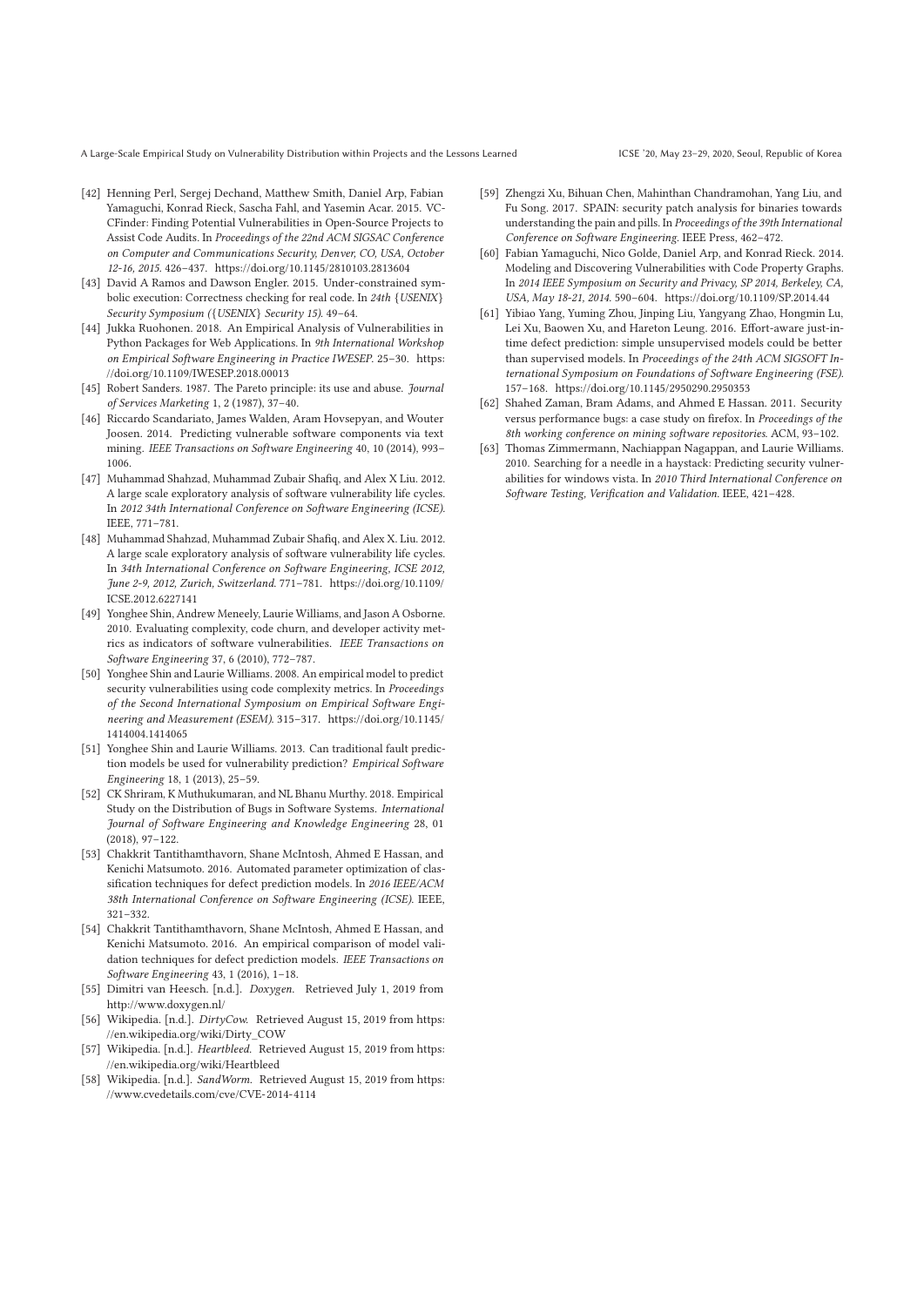- [42] Henning Perl, Sergej Dechand, Matthew Smith, Daniel Arp, Fabian Yamaguchi, Konrad Rieck, Sascha Fahl, and Yasemin Acar. 2015. VC-CFinder: Finding Potential Vulnerabilities in Open-Source Projects to Assist Code Audits. In *Proceedings of the 22nd ACM SIGSAC Conference on Computer and Communications Security, Denver, CO, USA, October 12-16, 2015*. 426–437. https://doi.org/10.1145/2810103.2813604
- [43] David A Ramos and Dawson Engler. 2015. Under-constrained symbolic execution: Correctness checking for real code. In *24th {USENIX} Security Symposium ({USENIX} Security 15)*. 49–64.
- [44] Jukka Ruohonen. 2018. An Empirical Analysis of Vulnerabilities in Python Packages for Web Applications. In *9th International Workshop on Empirical Software Engineering in Practice IWESEP*. 25–30. https://doi.org/10.1109/IWESEP.2018.00013
- [45] Robert Sanders. 1987. The Pareto principle: its use and abuse. *Journal of Services Marketing* 1, 2 (1987), 37–40.
- [46] Riccardo Scandariato, James Walden, Aram Hovsepyan, and Wouter Joosen. 2014. Predicting vulnerable software components via text mining. *IEEE Transactions on Software Engineering* 40, 10 (2014), 993–1006.
- [47] Muhammad Shahzad, Muhammad Zubair Shafiq, and Alex X Liu. 2012. A large scale exploratory analysis of software vulnerability life cycles. In *2012 34th International Conference on Software Engineering (ICSE)*. IEEE, 771–781.
- [48] Muhammad Shahzad, Muhammad Zubair Shafiq, and Alex X. Liu. 2012. A large scale exploratory analysis of software vulnerability life cycles. In *34th International Conference on Software Engineering, ICSE 2012, June 2-9, 2012, Zurich, Switzerland*. 771–781. https://doi.org/10.1109/ICSE.2012.6227141
- [49] Yonghee Shin, Andrew Meneely, Laurie Williams, and Jason A Osborne. 2010. Evaluating complexity, code churn, and developer activity metrics as indicators of software vulnerabilities. *IEEE Transactions on Software Engineering* 37, 6 (2010), 772–787.
- [50] Yonghee Shin and Laurie Williams. 2008. An empirical model to predict security vulnerabilities using code complexity metrics. In *Proceedings of the Second International Symposium on Empirical Software Engineering and Measurement (ESEM)*. 315–317. https://doi.org/10.1145/1414004.1414065
- [51] Yonghee Shin and Laurie Williams. 2013. Can traditional fault prediction models be used for vulnerability prediction? *Empirical Software Engineering* 18, 1 (2013), 25–59.
- [52] CK Shriram, K Muthukumaran, and NL Bhanu Murthy. 2018. Empirical Study on the Distribution of Bugs in Software Systems. *International Journal of Software Engineering and Knowledge Engineering* 28, 01 (2018), 97–122.
- [53] Chakkrit Tantithamthavorn, Shane McIntosh, Ahmed E Hassan, and Kenichi Matsumoto. 2016. Automated parameter optimization of classification techniques for defect prediction models. In *2016 IEEE/ACM 38th International Conference on Software Engineering (ICSE)*. IEEE, 321–332.
- [54] Chakkrit Tantithamthavorn, Shane McIntosh, Ahmed E Hassan, and Kenichi Matsumoto. 2016. An empirical comparison of model validation techniques for defect prediction models. *IEEE Transactions on Software Engineering* 43, 1 (2016), 1–18.
- [55] Dimitri van Heesch. [n.d.]. *Doxygen*. Retrieved July 1, 2019 from http://www.doxygen.nl/
- [56] Wikipedia. [n.d.]. *DirtyCow*. Retrieved August 15, 2019 from https://en.wikipedia.org/wiki/Dirty_COW
- [57] Wikipedia. [n.d.]. *Heartbleed*. Retrieved August 15, 2019 from https://en.wikipedia.org/wiki/Heartbleed
- [58] Wikipedia. [n.d.]. *SandWorm*. Retrieved August 15, 2019 from https://www.cvedetails.com/cve/CVE-2014-4114
- [59] Zhengzi Xu, Bihuan Chen, Mahinthan Chandramohan, Yang Liu, and Fu Song. 2017. SPAIN: security patch analysis for binaries towards understanding the pain and pills. In *Proceedings of the 39th International Conference on Software Engineering*. IEEE Press, 462–472.
- [60] Fabian Yamaguchi, Nico Golde, Daniel Arp, and Konrad Rieck. 2014. Modeling and Discovering Vulnerabilities with Code Property Graphs. In *2014 IEEE Symposium on Security and Privacy, SP 2014, Berkeley, CA, USA, May 18-21, 2014*. 590–604. https://doi.org/10.1109/SP.2014.44
- [61] Yibiao Yang, Yuming Zhou, Jinping Liu, Yangyang Zhao, Hongmin Lu, Lei Xu, Baowen Xu, and Hareton Leung. 2016. Effort-aware just-in-time defect prediction: simple unsupervised models could be better than supervised models. In *Proceedings of the 24th ACM SIGSOFT International Symposium on Foundations of Software Engineering (FSE)*. 157–168. https://doi.org/10.1145/2950290.2950353
- [62] Shahed Zaman, Bram Adams, and Ahmed E Hassan. 2011. Security versus performance bugs: a case study on firefox. In *Proceedings of the 8th working conference on mining software repositories*. ACM, 93–102.
- [63] Thomas Zimmermann, Nachiappan Nagappan, and Laurie Williams. 2010. Searching for a needle in a haystack: Predicting security vulnerabilities for windows vista. In *2010 Third International Conference on Software Testing, Verification and Validation*. IEEE, 421–428.